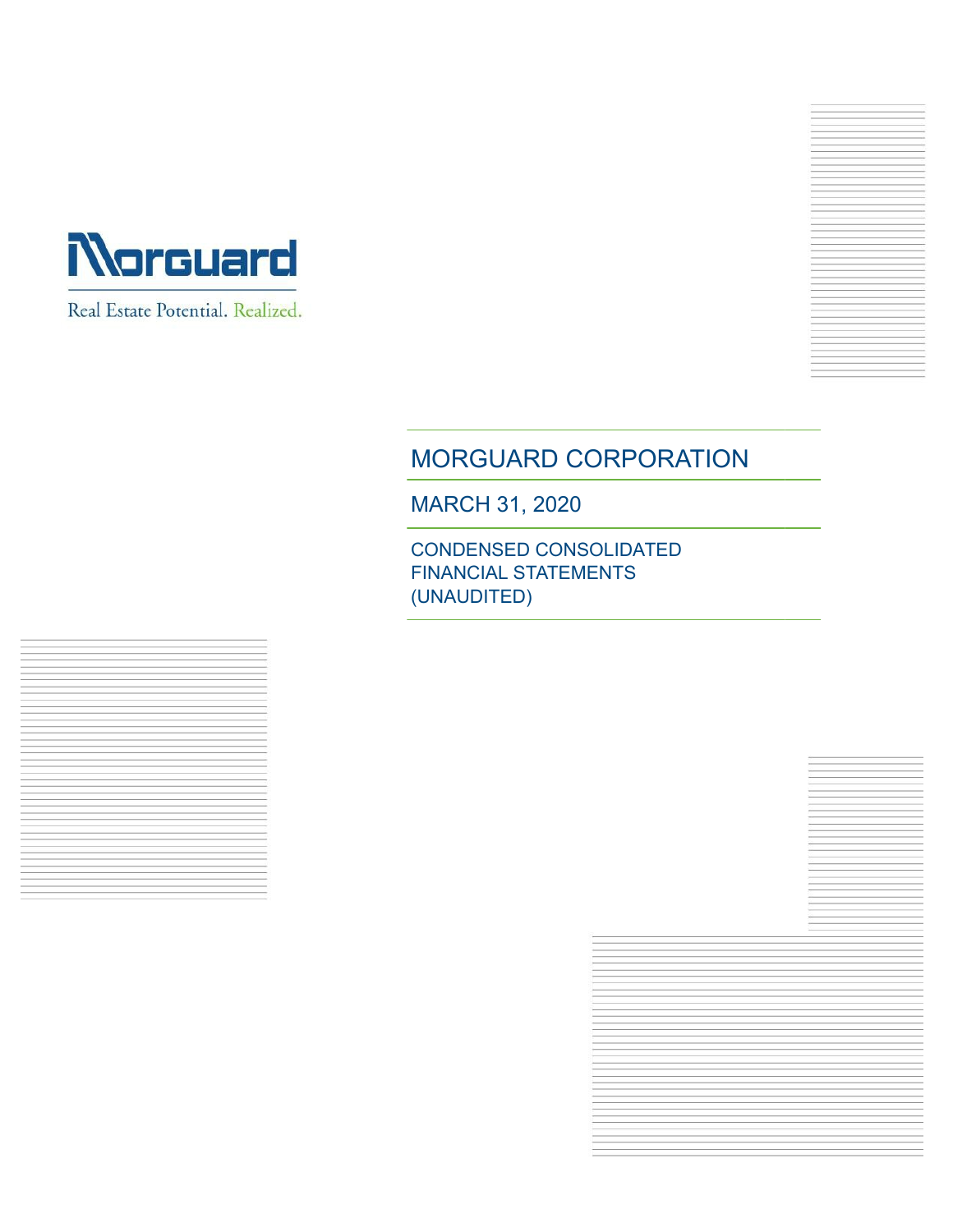Morguard

Real Estate Potential. Realized.

# MORGUARD CORPORATION

## MARCH 31, 2020

### CONDENSED CONSOLIDATED FINANCIAL STATEMENTS (UNAUDITED)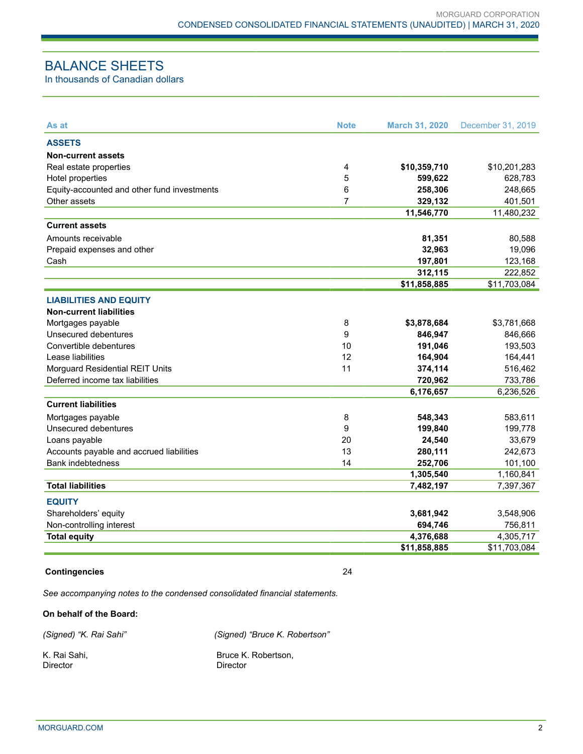# BALANCE SHEETS

In thousands of Canadian dollars

| As at | Note | March 31, 2020 | December 31, 2019 |
|---|---|---|---|
| **ASSETS** | | | |
| **Non-current assets** | | | |
| Real estate properties | 4 | **$10,359,710** | $10,201,283 |
| Hotel properties | 5 | **599,622** | 628,783 |
| Equity-accounted and other fund investments | 6 | **258,306** | 248,665 |
| Other assets | 7 | **329,132** | 401,501 |
| | | **11,546,770** | 11,480,232 |
| **Current assets** | | | |
| Amounts receivable | | **81,351** | 80,588 |
| Prepaid expenses and other | | **32,963** | 19,096 |
| Cash | | **197,801** | 123,168 |
| | | **312,115** | 222,852 |
| | | **$11,858,885** | $11,703,084 |
| **LIABILITIES AND EQUITY** | | | |
| **Non-current liabilities** | | | |
| Mortgages payable | 8 | **$3,878,684** | $3,781,668 |
| Unsecured debentures | 9 | **846,947** | 846,666 |
| Convertible debentures | 10 | **191,046** | 193,503 |
| Lease liabilities | 12 | **164,904** | 164,441 |
| Morguard Residential REIT Units | 11 | **374,114** | 516,462 |
| Deferred income tax liabilities | | **720,962** | 733,786 |
| | | **6,176,657** | 6,236,526 |
| **Current liabilities** | | | |
| Mortgages payable | 8 | **548,343** | 583,611 |
| Unsecured debentures | 9 | **199,840** | 199,778 |
| Loans payable | 20 | **24,540** | 33,679 |
| Accounts payable and accrued liabilities | 13 | **280,111** | 242,673 |
| Bank indebtedness | 14 | **252,706** | 101,100 |
| | | **1,305,540** | 1,160,841 |
| **Total liabilities** | | **7,482,197** | 7,397,367 |
| **EQUITY** | | | |
| Shareholders' equity | | **3,681,942** | 3,548,906 |
| Non-controlling interest | | **694,746** | 756,811 |
| **Total equity** | | **4,376,688** | 4,305,717 |
| | | **$11,858,885** | $11,703,084 |

**Contingencies** 24

*See accompanying notes to the condensed consolidated financial statements.*

**On behalf of the Board:**

*(Signed) "K. Rai Sahi"*

K. Rai Sahi,
Director

*(Signed) "Bruce K. Robertson"*

Bruce K. Robertson,
Director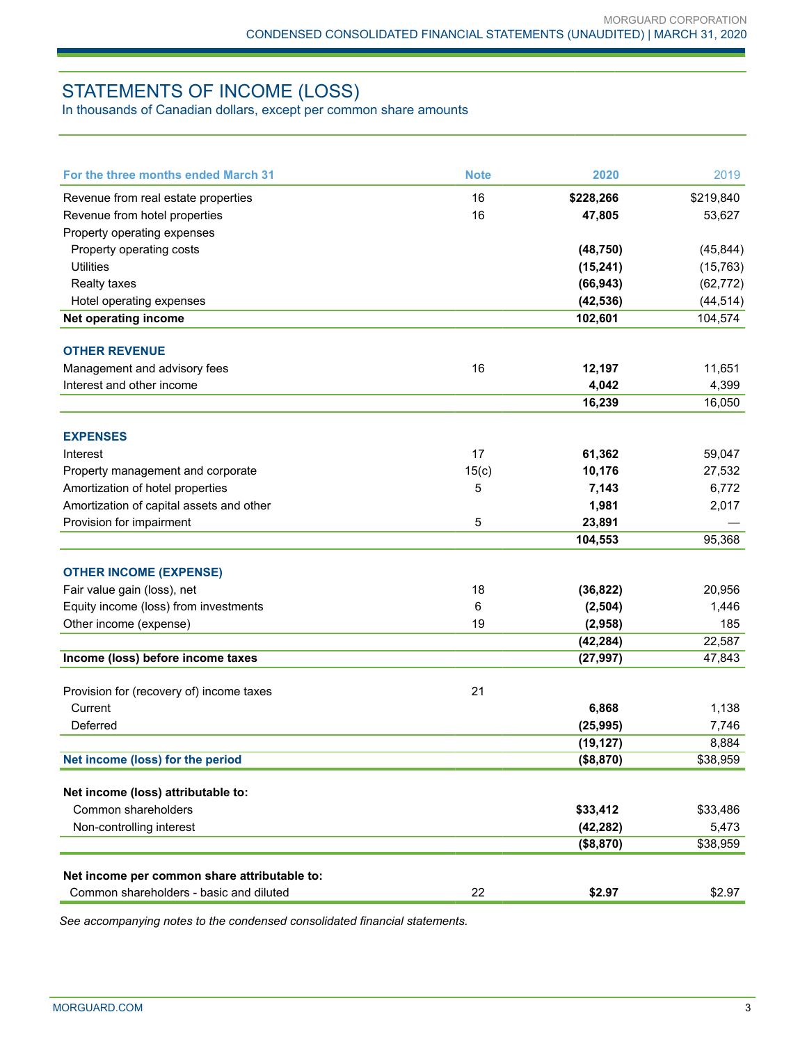# STATEMENTS OF INCOME (LOSS)

In thousands of Canadian dollars, except per common share amounts

| For the three months ended March 31 | Note | 2020 | 2019 |
|---|---|---|---|
| Revenue from real estate properties | 16 | **$228,266** | $219,840 |
| Revenue from hotel properties | 16 | **47,805** | 53,627 |
| Property operating expenses | | | |
| Property operating costs | | **(48,750)** | (45,844) |
| Utilities | | **(15,241)** | (15,763) |
| Realty taxes | | **(66,943)** | (62,772) |
| Hotel operating expenses | | **(42,536)** | (44,514) |
| **Net operating income** | | **102,601** | 104,574 |
| **OTHER REVENUE** | | | |
| Management and advisory fees | 16 | **12,197** | 11,651 |
| Interest and other income | | **4,042** | 4,399 |
| | | **16,239** | 16,050 |
| **EXPENSES** | | | |
| Interest | 17 | **61,362** | 59,047 |
| Property management and corporate | 15(c) | **10,176** | 27,532 |
| Amortization of hotel properties | 5 | **7,143** | 6,772 |
| Amortization of capital assets and other | | **1,981** | 2,017 |
| Provision for impairment | 5 | **23,891** | — |
| | | **104,553** | 95,368 |
| **OTHER INCOME (EXPENSE)** | | | |
| Fair value gain (loss), net | 18 | **(36,822)** | 20,956 |
| Equity income (loss) from investments | 6 | **(2,504)** | 1,446 |
| Other income (expense) | 19 | **(2,958)** | 185 |
| | | **(42,284)** | 22,587 |
| **Income (loss) before income taxes** | | **(27,997)** | 47,843 |
| Provision for (recovery of) income taxes | 21 | | |
| Current | | **6,868** | 1,138 |
| Deferred | | **(25,995)** | 7,746 |
| | | **(19,127)** | 8,884 |
| **Net income (loss) for the period** | | **($8,870)** | $38,959 |
| **Net income (loss) attributable to:** | | | |
| Common shareholders | | **$33,412** | $33,486 |
| Non-controlling interest | | **(42,282)** | 5,473 |
| | | **($8,870)** | $38,959 |
| **Net income per common share attributable to:** | | | |
| Common shareholders - basic and diluted | 22 | **$2.97** | $2.97 |

*See accompanying notes to the condensed consolidated financial statements.*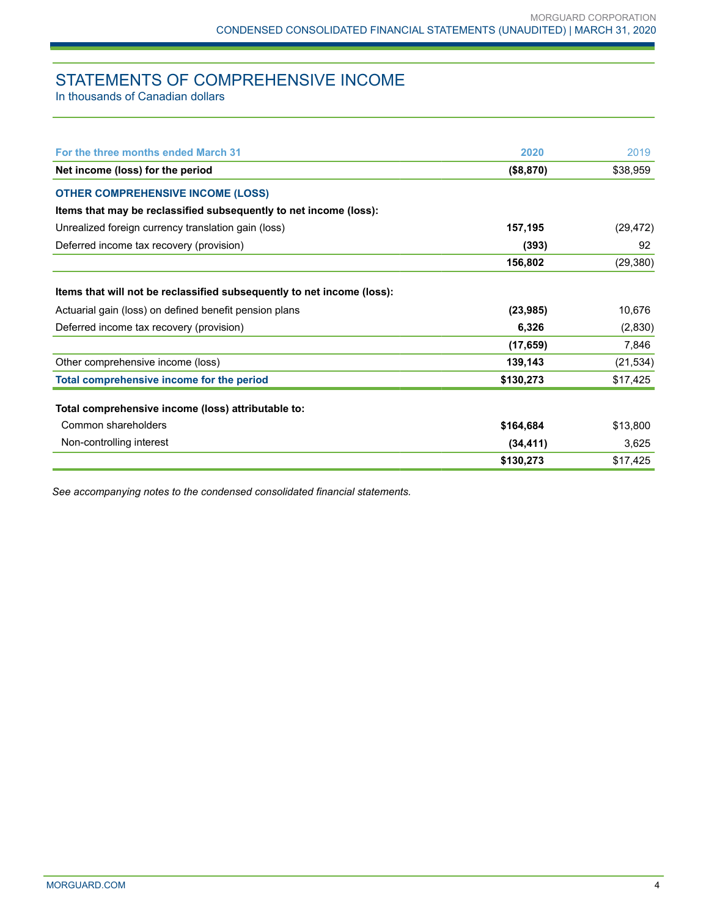# STATEMENTS OF COMPREHENSIVE INCOME

In thousands of Canadian dollars

| For the three months ended March 31 | 2020 | 2019 |
|---|---|---|
| **Net income (loss) for the period** | **($8,870)** | $38,959 |
| **OTHER COMPREHENSIVE INCOME (LOSS)** | | |
| **Items that may be reclassified subsequently to net income (loss):** | | |
| Unrealized foreign currency translation gain (loss) | **157,195** | (29,472) |
| Deferred income tax recovery (provision) | **(393)** | 92 |
| | **156,802** | (29,380) |
| **Items that will not be reclassified subsequently to net income (loss):** | | |
| Actuarial gain (loss) on defined benefit pension plans | **(23,985)** | 10,676 |
| Deferred income tax recovery (provision) | **6,326** | (2,830) |
| | **(17,659)** | 7,846 |
| Other comprehensive income (loss) | **139,143** | (21,534) |
| **Total comprehensive income for the period** | **$130,273** | $17,425 |
| **Total comprehensive income (loss) attributable to:** | | |
| Common shareholders | **$164,684** | $13,800 |
| Non-controlling interest | **(34,411)** | 3,625 |
| | **$130,273** | $17,425 |

*See accompanying notes to the condensed consolidated financial statements.*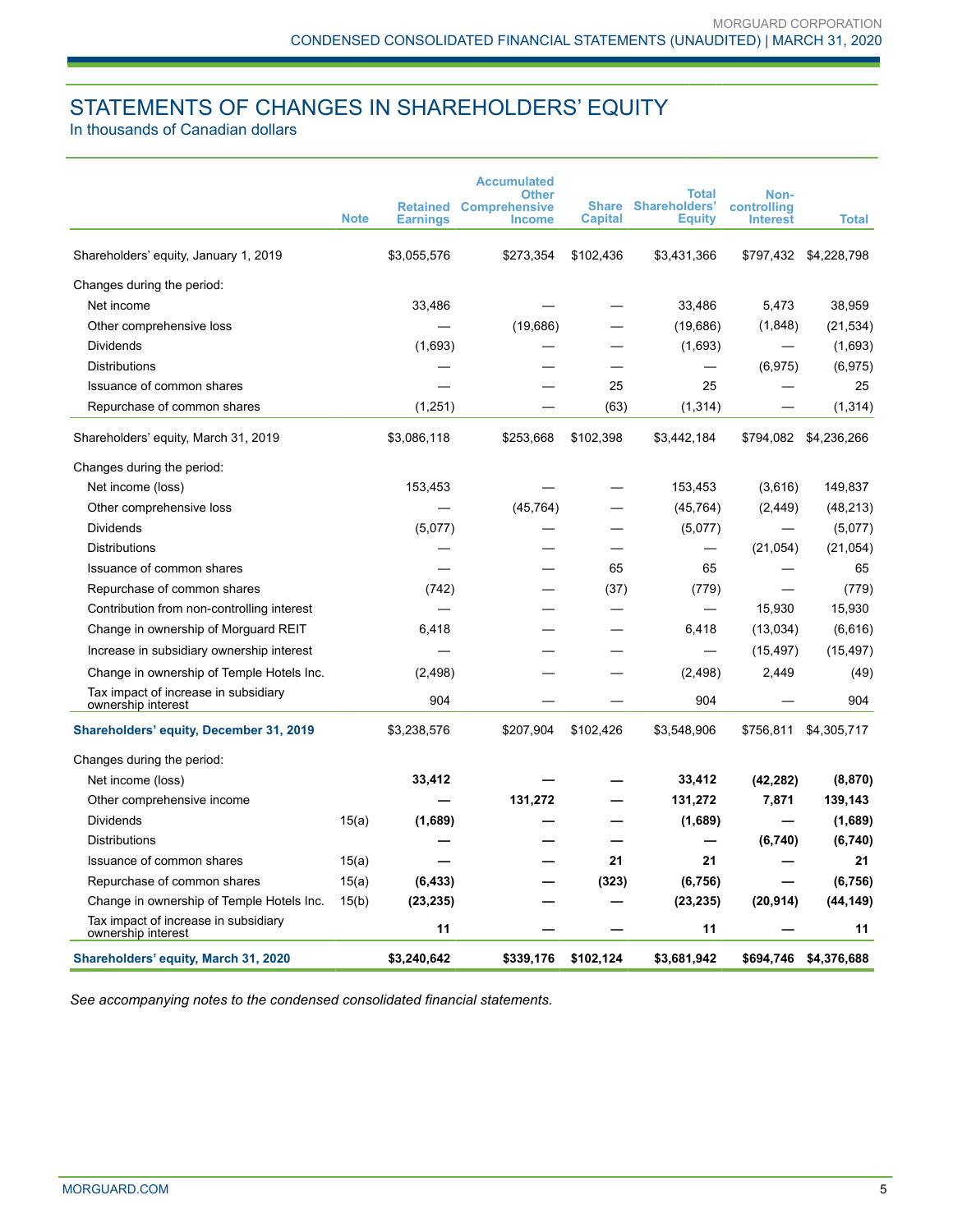# STATEMENTS OF CHANGES IN SHAREHOLDERS' EQUITY

In thousands of Canadian dollars

| | Note | Retained Earnings | Accumulated Other Comprehensive Income | Share Capital | Total Shareholders' Equity | Non-controlling Interest | Total |
|---|---|---|---|---|---|---|---|
| Shareholders' equity, January 1, 2019 | | $3,055,576 | $273,354 | $102,436 | $3,431,366 | $797,432 | $4,228,798 |
| Changes during the period: | | | | | | | |
| Net income | | 33,486 | — | — | 33,486 | 5,473 | 38,959 |
| Other comprehensive loss | | — | (19,686) | — | (19,686) | (1,848) | (21,534) |
| Dividends | | (1,693) | — | — | (1,693) | — | (1,693) |
| Distributions | | — | — | — | — | (6,975) | (6,975) |
| Issuance of common shares | | — | — | 25 | 25 | — | 25 |
| Repurchase of common shares | | (1,251) | — | (63) | (1,314) | — | (1,314) |
| Shareholders' equity, March 31, 2019 | | $3,086,118 | $253,668 | $102,398 | $3,442,184 | $794,082 | $4,236,266 |
| Changes during the period: | | | | | | | |
| Net income (loss) | | 153,453 | — | — | 153,453 | (3,616) | 149,837 |
| Other comprehensive loss | | — | (45,764) | — | (45,764) | (2,449) | (48,213) |
| Dividends | | (5,077) | — | — | (5,077) | — | (5,077) |
| Distributions | | — | — | — | — | (21,054) | (21,054) |
| Issuance of common shares | | — | — | 65 | 65 | — | 65 |
| Repurchase of common shares | | (742) | — | (37) | (779) | — | (779) |
| Contribution from non-controlling interest | | — | — | — | — | 15,930 | 15,930 |
| Change in ownership of Morguard REIT | | 6,418 | — | — | 6,418 | (13,034) | (6,616) |
| Increase in subsidiary ownership interest | | — | — | — | — | (15,497) | (15,497) |
| Change in ownership of Temple Hotels Inc. | | (2,498) | — | — | (2,498) | 2,449 | (49) |
| Tax impact of increase in subsidiary ownership interest | | 904 | — | — | 904 | — | 904 |
| **Shareholders' equity, December 31, 2019** | | $3,238,576 | $207,904 | $102,426 | $3,548,906 | $756,811 | $4,305,717 |
| Changes during the period: | | | | | | | |
| Net income (loss) | | **33,412** | **—** | **—** | **33,412** | **(42,282)** | **(8,870)** |
| Other comprehensive income | | **—** | **131,272** | **—** | **131,272** | **7,871** | **139,143** |
| Dividends | 15(a) | **(1,689)** | **—** | **—** | **(1,689)** | **—** | **(1,689)** |
| Distributions | | **—** | **—** | **—** | **—** | **(6,740)** | **(6,740)** |
| Issuance of common shares | 15(a) | **—** | **—** | **21** | **21** | **—** | **21** |
| Repurchase of common shares | 15(a) | **(6,433)** | **—** | **(323)** | **(6,756)** | **—** | **(6,756)** |
| Change in ownership of Temple Hotels Inc. | 15(b) | **(23,235)** | **—** | **—** | **(23,235)** | **(20,914)** | **(44,149)** |
| Tax impact of increase in subsidiary ownership interest | | **11** | **—** | **—** | **11** | **—** | **11** |
| **Shareholders' equity, March 31, 2020** | | **$3,240,642** | **$339,176** | **$102,124** | **$3,681,942** | **$694,746** | **$4,376,688** |

*See accompanying notes to the condensed consolidated financial statements.*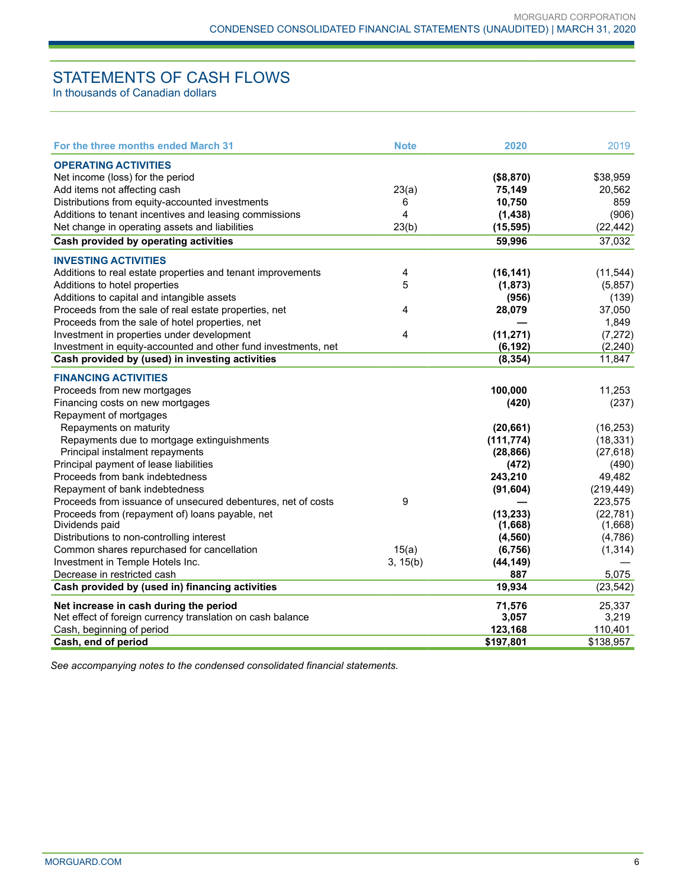# STATEMENTS OF CASH FLOWS

In thousands of Canadian dollars

| For the three months ended March 31 | Note | 2020 | 2019 |
|---|---|---|---|
| **OPERATING ACTIVITIES** | | | |
| Net income (loss) for the period | | **($8,870)** | $38,959 |
| Add items not affecting cash | 23(a) | **75,149** | 20,562 |
| Distributions from equity-accounted investments | 6 | **10,750** | 859 |
| Additions to tenant incentives and leasing commissions | 4 | **(1,438)** | (906) |
| Net change in operating assets and liabilities | 23(b) | **(15,595)** | (22,442) |
| **Cash provided by operating activities** | | **59,996** | 37,032 |
| **INVESTING ACTIVITIES** | | | |
| Additions to real estate properties and tenant improvements | 4 | **(16,141)** | (11,544) |
| Additions to hotel properties | 5 | **(1,873)** | (5,857) |
| Additions to capital and intangible assets | | **(956)** | (139) |
| Proceeds from the sale of real estate properties, net | 4 | **28,079** | 37,050 |
| Proceeds from the sale of hotel properties, net | | **—** | 1,849 |
| Investment in properties under development | 4 | **(11,271)** | (7,272) |
| Investment in equity-accounted and other fund investments, net | | **(6,192)** | (2,240) |
| **Cash provided by (used) in investing activities** | | **(8,354)** | 11,847 |
| **FINANCING ACTIVITIES** | | | |
| Proceeds from new mortgages | | **100,000** | 11,253 |
| Financing costs on new mortgages | | **(420)** | (237) |
| Repayment of mortgages | | | |
| Repayments on maturity | | **(20,661)** | (16,253) |
| Repayments due to mortgage extinguishments | | **(111,774)** | (18,331) |
| Principal instalment repayments | | **(28,866)** | (27,618) |
| Principal payment of lease liabilities | | **(472)** | (490) |
| Proceeds from bank indebtedness | | **243,210** | 49,482 |
| Repayment of bank indebtedness | | **(91,604)** | (219,449) |
| Proceeds from issuance of unsecured debentures, net of costs | 9 | **—** | 223,575 |
| Proceeds from (repayment of) loans payable, net | | **(13,233)** | (22,781) |
| Dividends paid | | **(1,668)** | (1,668) |
| Distributions to non-controlling interest | | **(4,560)** | (4,786) |
| Common shares repurchased for cancellation | 15(a) | **(6,756)** | (1,314) |
| Investment in Temple Hotels Inc. | 3, 15(b) | **(44,149)** | — |
| Decrease in restricted cash | | **887** | 5,075 |
| **Cash provided by (used in) financing activities** | | **19,934** | (23,542) |
| **Net increase in cash during the period** | | **71,576** | 25,337 |
| Net effect of foreign currency translation on cash balance | | **3,057** | 3,219 |
| Cash, beginning of period | | **123,168** | 110,401 |
| **Cash, end of period** | | **$197,801** | $138,957 |

*See accompanying notes to the condensed consolidated financial statements.*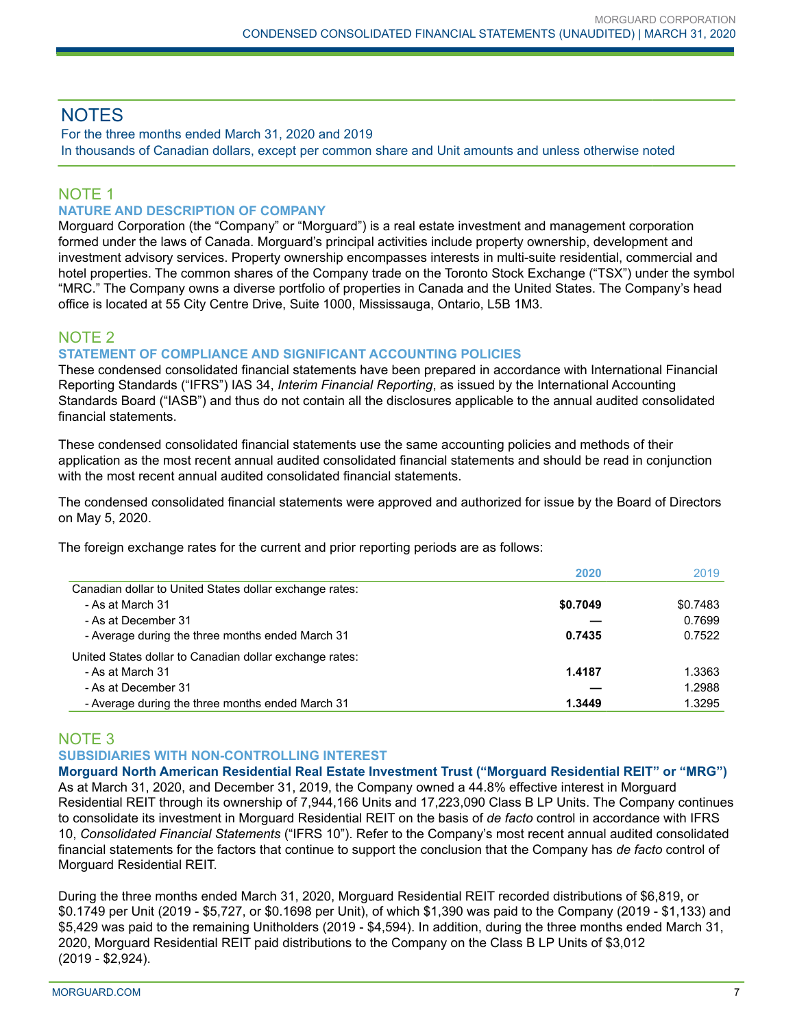# NOTES

For the three months ended March 31, 2020 and 2019
In thousands of Canadian dollars, except per common share and Unit amounts and unless otherwise noted

## NOTE 1

### NATURE AND DESCRIPTION OF COMPANY

Morguard Corporation (the "Company" or "Morguard") is a real estate investment and management corporation formed under the laws of Canada. Morguard's principal activities include property ownership, development and investment advisory services. Property ownership encompasses interests in multi-suite residential, commercial and hotel properties. The common shares of the Company trade on the Toronto Stock Exchange ("TSX") under the symbol "MRC." The Company owns a diverse portfolio of properties in Canada and the United States. The Company's head office is located at 55 City Centre Drive, Suite 1000, Mississauga, Ontario, L5B 1M3.

## NOTE 2

### STATEMENT OF COMPLIANCE AND SIGNIFICANT ACCOUNTING POLICIES

These condensed consolidated financial statements have been prepared in accordance with International Financial Reporting Standards ("IFRS") IAS 34, *Interim Financial Reporting*, as issued by the International Accounting Standards Board ("IASB") and thus do not contain all the disclosures applicable to the annual audited consolidated financial statements.

These condensed consolidated financial statements use the same accounting policies and methods of their application as the most recent annual audited consolidated financial statements and should be read in conjunction with the most recent annual audited consolidated financial statements.

The condensed consolidated financial statements were approved and authorized for issue by the Board of Directors on May 5, 2020.

The foreign exchange rates for the current and prior reporting periods are as follows:

| | **2020** | 2019 |
|---|---|---|
| Canadian dollar to United States dollar exchange rates: | | |
| - As at March 31 | **$0.7049** | $0.7483 |
| - As at December 31 | **—** | 0.7699 |
| - Average during the three months ended March 31 | **0.7435** | 0.7522 |
| United States dollar to Canadian dollar exchange rates: | | |
| - As at March 31 | **1.4187** | 1.3363 |
| - As at December 31 | **—** | 1.2988 |
| - Average during the three months ended March 31 | **1.3449** | 1.3295 |

## NOTE 3

### SUBSIDIARIES WITH NON-CONTROLLING INTEREST

**Morguard North American Residential Real Estate Investment Trust ("Morguard Residential REIT" or "MRG")**

As at March 31, 2020, and December 31, 2019, the Company owned a 44.8% effective interest in Morguard Residential REIT through its ownership of 7,944,166 Units and 17,223,090 Class B LP Units. The Company continues to consolidate its investment in Morguard Residential REIT on the basis of *de facto* control in accordance with IFRS 10, *Consolidated Financial Statements* ("IFRS 10"). Refer to the Company's most recent annual audited consolidated financial statements for the factors that continue to support the conclusion that the Company has *de facto* control of Morguard Residential REIT.

During the three months ended March 31, 2020, Morguard Residential REIT recorded distributions of $6,819, or $0.1749 per Unit (2019 - $5,727, or $0.1698 per Unit), of which $1,390 was paid to the Company (2019 - $1,133) and $5,429 was paid to the remaining Unitholders (2019 - $4,594). In addition, during the three months ended March 31, 2020, Morguard Residential REIT paid distributions to the Company on the Class B LP Units of $3,012 (2019 - $2,924).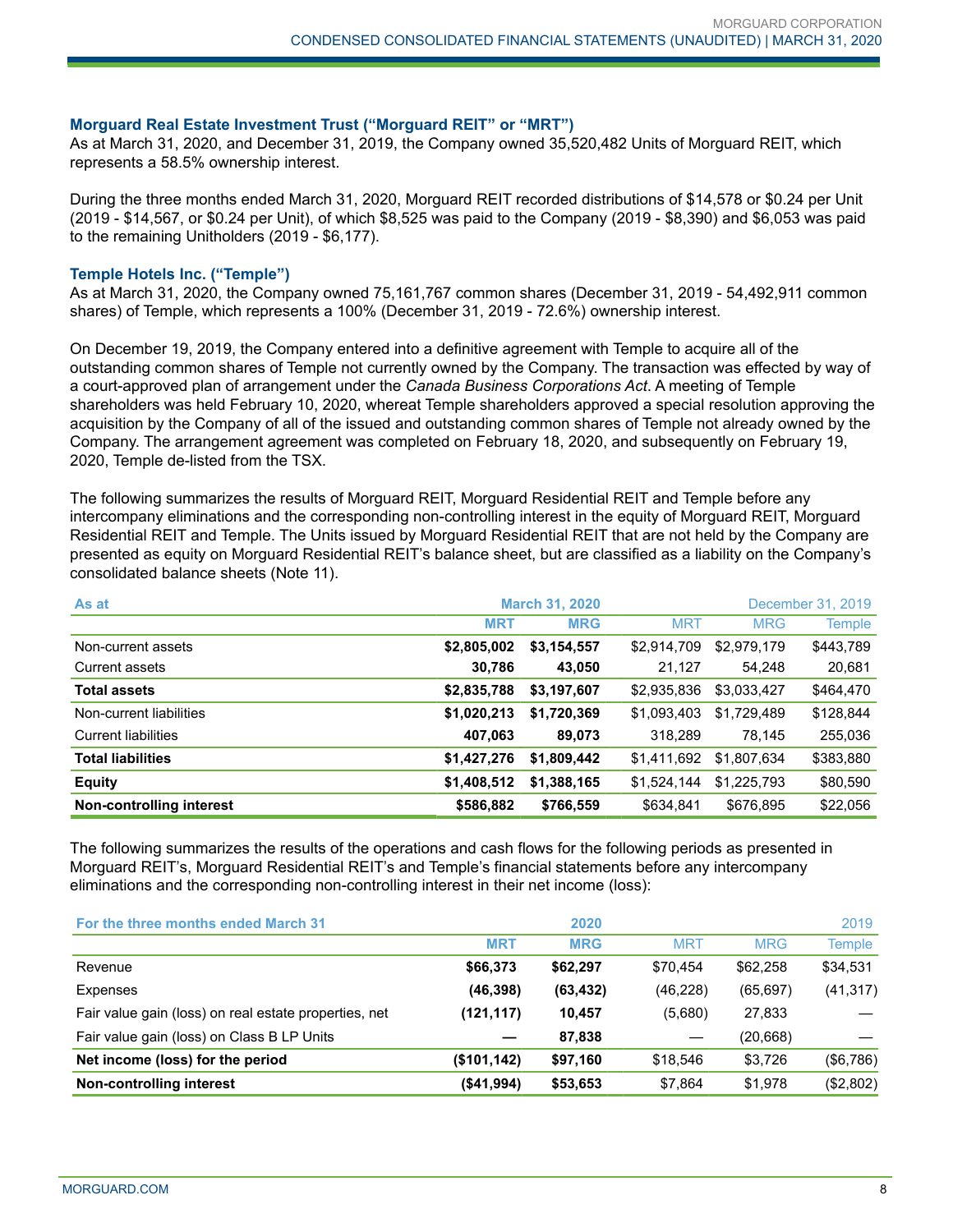### Morguard Real Estate Investment Trust (“Morguard REIT” or “MRT”)

As at March 31, 2020, and December 31, 2019, the Company owned 35,520,482 Units of Morguard REIT, which represents a 58.5% ownership interest.

During the three months ended March 31, 2020, Morguard REIT recorded distributions of $14,578 or $0.24 per Unit (2019 - $14,567, or $0.24 per Unit), of which $8,525 was paid to the Company (2019 - $8,390) and $6,053 was paid to the remaining Unitholders (2019 - $6,177).

### Temple Hotels Inc. (“Temple”)

As at March 31, 2020, the Company owned 75,161,767 common shares (December 31, 2019 - 54,492,911 common shares) of Temple, which represents a 100% (December 31, 2019 - 72.6%) ownership interest.

On December 19, 2019, the Company entered into a definitive agreement with Temple to acquire all of the outstanding common shares of Temple not currently owned by the Company. The transaction was effected by way of a court-approved plan of arrangement under the *Canada Business Corporations Act*. A meeting of Temple shareholders was held February 10, 2020, whereat Temple shareholders approved a special resolution approving the acquisition by the Company of all of the issued and outstanding common shares of Temple not already owned by the Company. The arrangement agreement was completed on February 18, 2020, and subsequently on February 19, 2020, Temple de-listed from the TSX.

The following summarizes the results of Morguard REIT, Morguard Residential REIT and Temple before any intercompany eliminations and the corresponding non-controlling interest in the equity of Morguard REIT, Morguard Residential REIT and Temple. The Units issued by Morguard Residential REIT that are not held by the Company are presented as equity on Morguard Residential REIT’s balance sheet, but are classified as a liability on the Company’s consolidated balance sheets (Note 11).

| As at | March 31, 2020 | | December 31, 2019 | | |
|---|---|---|---|---|---|
| | **MRT** | **MRG** | MRT | MRG | Temple |
| Non-current assets | **$2,805,002** | **$3,154,557** | $2,914,709 | $2,979,179 | $443,789 |
| Current assets | **30,786** | **43,050** | 21,127 | 54,248 | 20,681 |
| **Total assets** | **$2,835,788** | **$3,197,607** | $2,935,836 | $3,033,427 | $464,470 |
| Non-current liabilities | **$1,020,213** | **$1,720,369** | $1,093,403 | $1,729,489 | $128,844 |
| Current liabilities | **407,063** | **89,073** | 318,289 | 78,145 | 255,036 |
| **Total liabilities** | **$1,427,276** | **$1,809,442** | $1,411,692 | $1,807,634 | $383,880 |
| **Equity** | **$1,408,512** | **$1,388,165** | $1,524,144 | $1,225,793 | $80,590 |
| **Non-controlling interest** | **$586,882** | **$766,559** | $634,841 | $676,895 | $22,056 |

The following summarizes the results of the operations and cash flows for the following periods as presented in Morguard REIT’s, Morguard Residential REIT’s and Temple’s financial statements before any intercompany eliminations and the corresponding non-controlling interest in their net income (loss):

| For the three months ended March 31 | 2020 | | 2019 | | |
|---|---|---|---|---|---|
| | **MRT** | **MRG** | MRT | MRG | Temple |
| Revenue | **$66,373** | **$62,297** | $70,454 | $62,258 | $34,531 |
| Expenses | **(46,398)** | **(63,432)** | (46,228) | (65,697) | (41,317) |
| Fair value gain (loss) on real estate properties, net | **(121,117)** | **10,457** | (5,680) | 27,833 | — |
| Fair value gain (loss) on Class B LP Units | **—** | **87,838** | — | (20,668) | — |
| **Net income (loss) for the period** | **($101,142)** | **$97,160** | $18,546 | $3,726 | ($6,786) |
| **Non-controlling interest** | **($41,994)** | **$53,653** | $7,864 | $1,978 | ($2,802) |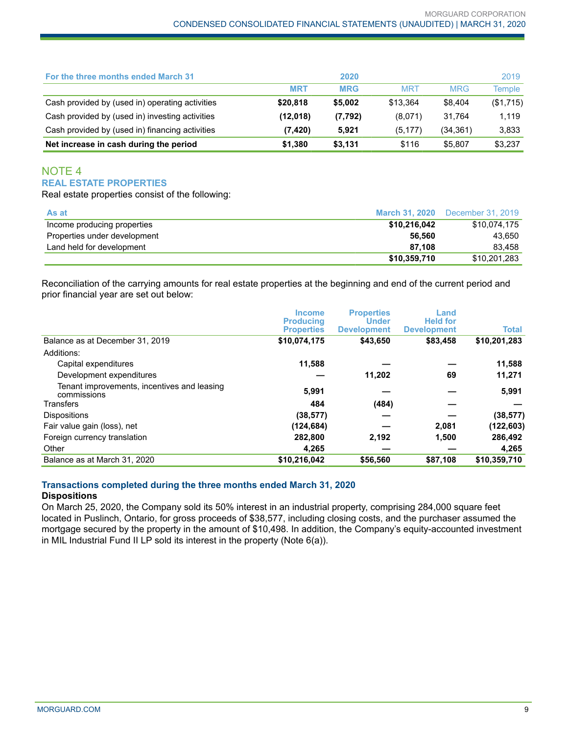| For the three months ended March 31 | 2020 | | 2019 | | |
|---|---|---|---|---|---|
| | **MRT** | **MRG** | MRT | MRG | Temple |
| Cash provided by (used in) operating activities | **$20,818** | **$5,002** | $13,364 | $8,404 | ($1,715) |
| Cash provided by (used in) investing activities | **(12,018)** | **(7,792)** | (8,071) | 31,764 | 1,119 |
| Cash provided by (used in) financing activities | **(7,420)** | **5,921** | (5,177) | (34,361) | 3,833 |
| **Net increase in cash during the period** | **$1,380** | **$3,131** | $116 | $5,807 | $3,237 |

## NOTE 4

### REAL ESTATE PROPERTIES

Real estate properties consist of the following:

| As at | March 31, 2020 | December 31, 2019 |
|---|---|---|
| Income producing properties | **$10,216,042** | $10,074,175 |
| Properties under development | **56,560** | 43,650 |
| Land held for development | **87,108** | 83,458 |
| | **$10,359,710** | $10,201,283 |

Reconciliation of the carrying amounts for real estate properties at the beginning and end of the current period and prior financial year are set out below:

| | Income Producing Properties | Properties Under Development | Land Held for Development | Total |
|---|---|---|---|---|
| Balance as at December 31, 2019 | **$10,074,175** | **$43,650** | **$83,458** | **$10,201,283** |
| Additions: | | | | |
| Capital expenditures | **11,588** | **—** | **—** | **11,588** |
| Development expenditures | **—** | **11,202** | **69** | **11,271** |
| Tenant improvements, incentives and leasing commissions | **5,991** | **—** | **—** | **5,991** |
| Transfers | **484** | **(484)** | **—** | **—** |
| Dispositions | **(38,577)** | **—** | **—** | **(38,577)** |
| Fair value gain (loss), net | **(124,684)** | **—** | **2,081** | **(122,603)** |
| Foreign currency translation | **282,800** | **2,192** | **1,500** | **286,492** |
| Other | **4,265** | **—** | **—** | **4,265** |
| Balance as at March 31, 2020 | **$10,216,042** | **$56,560** | **$87,108** | **$10,359,710** |

#### Transactions completed during the three months ended March 31, 2020

**Dispositions**

On March 25, 2020, the Company sold its 50% interest in an industrial property, comprising 284,000 square feet located in Puslinch, Ontario, for gross proceeds of $38,577, including closing costs, and the purchaser assumed the mortgage secured by the property in the amount of $10,498. In addition, the Company's equity-accounted investment in MIL Industrial Fund II LP sold its interest in the property (Note 6(a)).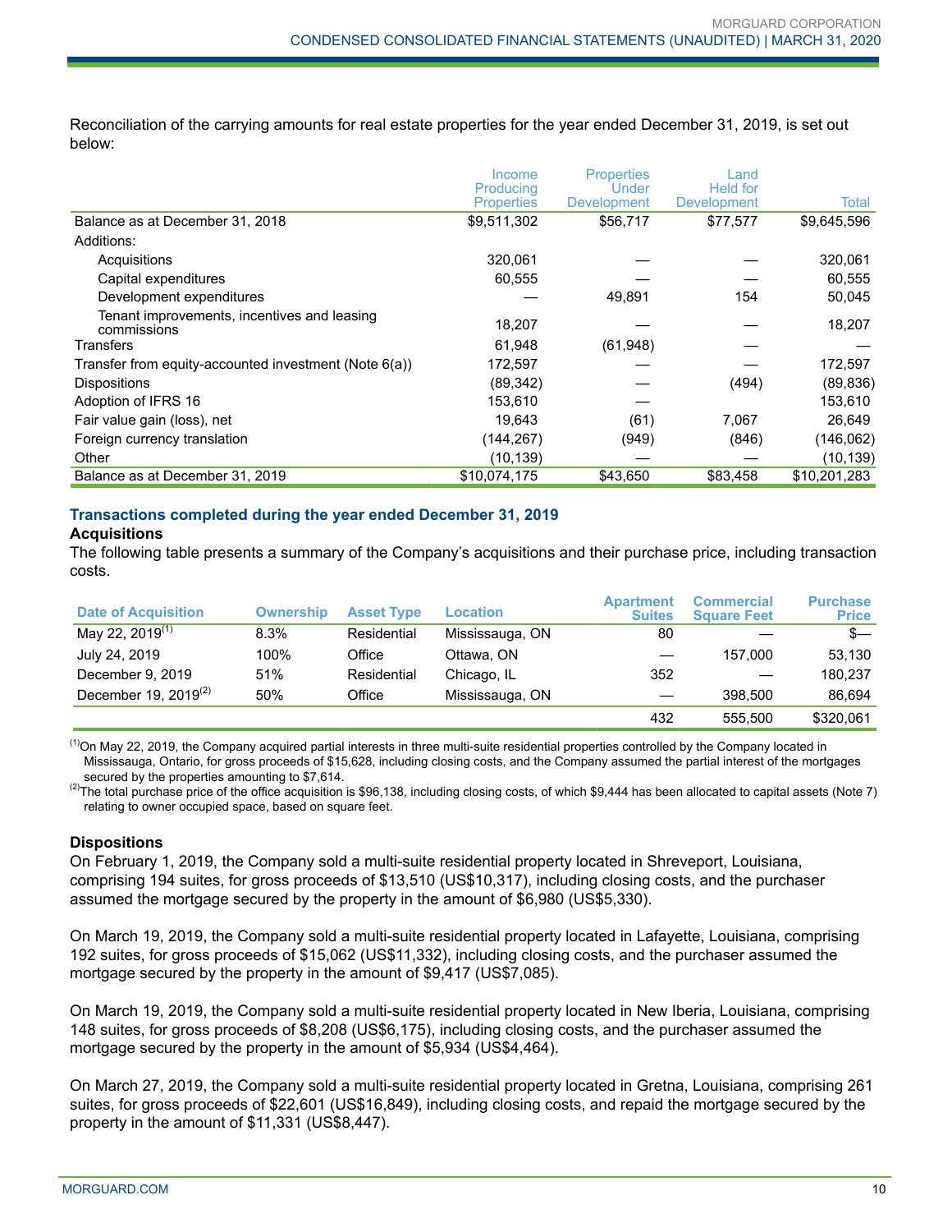Reconciliation of the carrying amounts for real estate properties for the year ended December 31, 2019, is set out below:

| | Income Producing Properties | Properties Under Development | Land Held for Development | Total |
|---|---|---|---|---|
| Balance as at December 31, 2018 | $9,511,302 | $56,717 | $77,577 | $9,645,596 |
| Additions: | | | | |
| Acquisitions | 320,061 | — | — | 320,061 |
| Capital expenditures | 60,555 | — | — | 60,555 |
| Development expenditures | — | 49,891 | 154 | 50,045 |
| Tenant improvements, incentives and leasing commissions | 18,207 | — | — | 18,207 |
| Transfers | 61,948 | (61,948) | — | — |
| Transfer from equity-accounted investment (Note 6(a)) | 172,597 | — | — | 172,597 |
| Dispositions | (89,342) | — | (494) | (89,836) |
| Adoption of IFRS 16 | 153,610 | — | | 153,610 |
| Fair value gain (loss), net | 19,643 | (61) | 7,067 | 26,649 |
| Foreign currency translation | (144,267) | (949) | (846) | (146,062) |
| Other | (10,139) | — | — | (10,139) |
| Balance as at December 31, 2019 | $10,074,175 | $43,650 | $83,458 | $10,201,283 |

### Transactions completed during the year ended December 31, 2019

**Acquisitions**

The following table presents a summary of the Company's acquisitions and their purchase price, including transaction costs.

| Date of Acquisition | Ownership | Asset Type | Location | Apartment Suites | Commercial Square Feet | Purchase Price |
|---|---|---|---|---|---|---|
| May 22, 2019[1] | 8.3% | Residential | Mississauga, ON | 80 | — | $— |
| July 24, 2019 | 100% | Office | Ottawa, ON | — | 157,000 | 53,130 |
| December 9, 2019 | 51% | Residential | Chicago, IL | 352 | — | 180,237 |
| December 19, 2019[2] | 50% | Office | Mississauga, ON | — | 398,500 | 86,694 |
| | | | | 432 | 555,500 | $320,061 |

[1]On May 22, 2019, the Company acquired partial interests in three multi-suite residential properties controlled by the Company located in Mississauga, Ontario, for gross proceeds of $15,628, including closing costs, and the Company assumed the partial interest of the mortgages secured by the properties amounting to $7,614.

[2]The total purchase price of the office acquisition is $96,138, including closing costs, of which $9,444 has been allocated to capital assets (Note 7) relating to owner occupied space, based on square feet.

**Dispositions**

On February 1, 2019, the Company sold a multi-suite residential property located in Shreveport, Louisiana, comprising 194 suites, for gross proceeds of $13,510 (US$10,317), including closing costs, and the purchaser assumed the mortgage secured by the property in the amount of $6,980 (US$5,330).

On March 19, 2019, the Company sold a multi-suite residential property located in Lafayette, Louisiana, comprising 192 suites, for gross proceeds of $15,062 (US$11,332), including closing costs, and the purchaser assumed the mortgage secured by the property in the amount of $9,417 (US$7,085).

On March 19, 2019, the Company sold a multi-suite residential property located in New Iberia, Louisiana, comprising 148 suites, for gross proceeds of $8,208 (US$6,175), including closing costs, and the purchaser assumed the mortgage secured by the property in the amount of $5,934 (US$4,464).

On March 27, 2019, the Company sold a multi-suite residential property located in Gretna, Louisiana, comprising 261 suites, for gross proceeds of $22,601 (US$16,849), including closing costs, and repaid the mortgage secured by the property in the amount of $11,331 (US$8,447).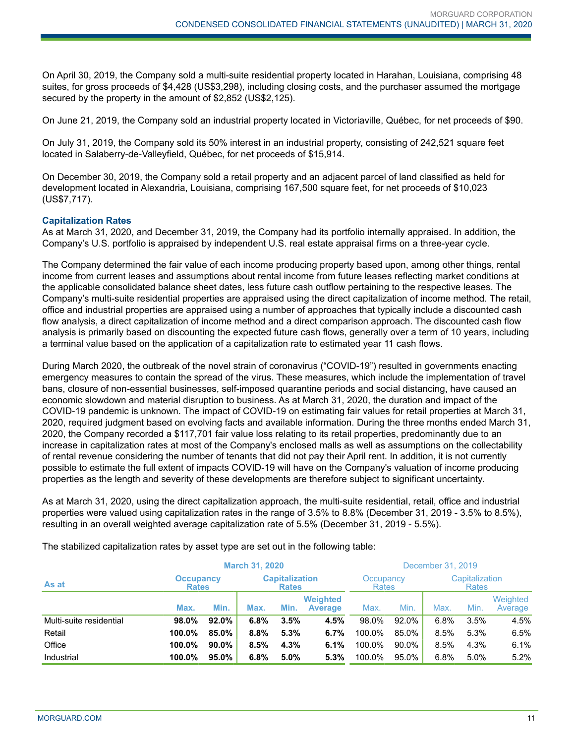On April 30, 2019, the Company sold a multi-suite residential property located in Harahan, Louisiana, comprising 48 suites, for gross proceeds of $4,428 (US$3,298), including closing costs, and the purchaser assumed the mortgage secured by the property in the amount of $2,852 (US$2,125).

On June 21, 2019, the Company sold an industrial property located in Victoriaville, Québec, for net proceeds of $90.

On July 31, 2019, the Company sold its 50% interest in an industrial property, consisting of 242,521 square feet located in Salaberry-de-Valleyfield, Québec, for net proceeds of $15,914.

On December 30, 2019, the Company sold a retail property and an adjacent parcel of land classified as held for development located in Alexandria, Louisiana, comprising 167,500 square feet, for net proceeds of $10,023 (US$7,717).

### Capitalization Rates

As at March 31, 2020, and December 31, 2019, the Company had its portfolio internally appraised. In addition, the Company's U.S. portfolio is appraised by independent U.S. real estate appraisal firms on a three-year cycle.

The Company determined the fair value of each income producing property based upon, among other things, rental income from current leases and assumptions about rental income from future leases reflecting market conditions at the applicable consolidated balance sheet dates, less future cash outflow pertaining to the respective leases. The Company's multi-suite residential properties are appraised using the direct capitalization of income method. The retail, office and industrial properties are appraised using a number of approaches that typically include a discounted cash flow analysis, a direct capitalization of income method and a direct comparison approach. The discounted cash flow analysis is primarily based on discounting the expected future cash flows, generally over a term of 10 years, including a terminal value based on the application of a capitalization rate to estimated year 11 cash flows.

During March 2020, the outbreak of the novel strain of coronavirus ("COVID-19") resulted in governments enacting emergency measures to contain the spread of the virus. These measures, which include the implementation of travel bans, closure of non-essential businesses, self-imposed quarantine periods and social distancing, have caused an economic slowdown and material disruption to business. As at March 31, 2020, the duration and impact of the COVID-19 pandemic is unknown. The impact of COVID-19 on estimating fair values for retail properties at March 31, 2020, required judgment based on evolving facts and available information. During the three months ended March 31, 2020, the Company recorded a $117,701 fair value loss relating to its retail properties, predominantly due to an increase in capitalization rates at most of the Company's enclosed malls as well as assumptions on the collectability of rental revenue considering the number of tenants that did not pay their April rent. In addition, it is not currently possible to estimate the full extent of impacts COVID-19 will have on the Company's valuation of income producing properties as the length and severity of these developments are therefore subject to significant uncertainty.

As at March 31, 2020, using the direct capitalization approach, the multi-suite residential, retail, office and industrial properties were valued using capitalization rates in the range of 3.5% to 8.8% (December 31, 2019 - 3.5% to 8.5%), resulting in an overall weighted average capitalization rate of 5.5% (December 31, 2019 - 5.5%).

The stabilized capitalization rates by asset type are set out in the following table:

| | **March 31, 2020** | | | | | December 31, 2019 | | | | |
|---|---|---|---|---|---|---|---|---|---|---|
| **As at** | **Occupancy Rates** | | **Capitalization Rates** | | | Occupancy Rates | | Capitalization Rates | | |
| | **Max.** | **Min.** | **Max.** | **Min.** | **Weighted Average** | Max. | Min. | Max. | Min. | Weighted Average |
| Multi-suite residential | **98.0%** | **92.0%** | **6.8%** | **3.5%** | **4.5%** | 98.0% | 92.0% | 6.8% | 3.5% | 4.5% |
| Retail | **100.0%** | **85.0%** | **8.8%** | **5.3%** | **6.7%** | 100.0% | 85.0% | 8.5% | 5.3% | 6.5% |
| Office | **100.0%** | **90.0%** | **8.5%** | **4.3%** | **6.1%** | 100.0% | 90.0% | 8.5% | 4.3% | 6.1% |
| Industrial | **100.0%** | **95.0%** | **6.8%** | **5.0%** | **5.3%** | 100.0% | 95.0% | 6.8% | 5.0% | 5.2% |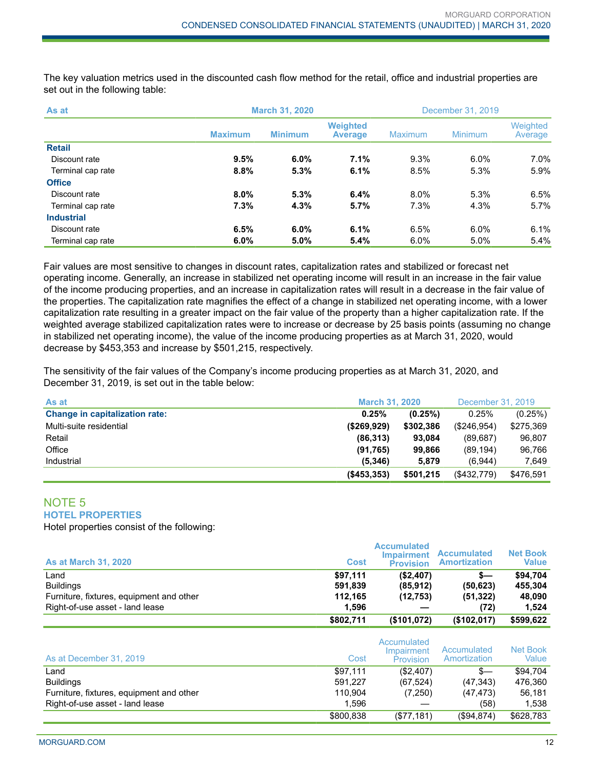The key valuation metrics used in the discounted cash flow method for the retail, office and industrial properties are set out in the following table:

| As at | March 31, 2020 | | | December 31, 2019 | | |
|---|---|---|---|---|---|---|
| | **Maximum** | **Minimum** | **Weighted Average** | Maximum | Minimum | Weighted Average |
| **Retail** | | | | | | |
| Discount rate | **9.5%** | **6.0%** | **7.1%** | 9.3% | 6.0% | 7.0% |
| Terminal cap rate | **8.8%** | **5.3%** | **6.1%** | 8.5% | 5.3% | 5.9% |
| **Office** | | | | | | |
| Discount rate | **8.0%** | **5.3%** | **6.4%** | 8.0% | 5.3% | 6.5% |
| Terminal cap rate | **7.3%** | **4.3%** | **5.7%** | 7.3% | 4.3% | 5.7% |
| **Industrial** | | | | | | |
| Discount rate | **6.5%** | **6.0%** | **6.1%** | 6.5% | 6.0% | 6.1% |
| Terminal cap rate | **6.0%** | **5.0%** | **5.4%** | 6.0% | 5.0% | 5.4% |

Fair values are most sensitive to changes in discount rates, capitalization rates and stabilized or forecast net operating income. Generally, an increase in stabilized net operating income will result in an increase in the fair value of the income producing properties, and an increase in capitalization rates will result in a decrease in the fair value of the properties. The capitalization rate magnifies the effect of a change in stabilized net operating income, with a lower capitalization rate resulting in a greater impact on the fair value of the property than a higher capitalization rate. If the weighted average stabilized capitalization rates were to increase or decrease by 25 basis points (assuming no change in stabilized net operating income), the value of the income producing properties as at March 31, 2020, would decrease by $453,353 and increase by $501,215, respectively.

The sensitivity of the fair values of the Company's income producing properties as at March 31, 2020, and December 31, 2019, is set out in the table below:

| As at | March 31, 2020 | | December 31, 2019 | |
|---|---|---|---|---|
| **Change in capitalization rate:** | **0.25%** | **(0.25%)** | 0.25% | (0.25%) |
| Multi-suite residential | **($269,929)** | **$302,386** | ($246,954) | $275,369 |
| Retail | **(86,313)** | **93,084** | (89,687) | 96,807 |
| Office | **(91,765)** | **99,866** | (89,194) | 96,766 |
| Industrial | **(5,346)** | **5,879** | (6,944) | 7,649 |
| | **($453,353)** | **$501,215** | ($432,779) | $476,591 |

## NOTE 5

### HOTEL PROPERTIES

Hotel properties consist of the following:

| As at March 31, 2020 | Cost | Accumulated Impairment Provision | Accumulated Amortization | Net Book Value |
|---|---|---|---|---|
| Land | **$97,111** | **($2,407)** | **$—** | **$94,704** |
| Buildings | **591,839** | **(85,912)** | **(50,623)** | **455,304** |
| Furniture, fixtures, equipment and other | **112,165** | **(12,753)** | **(51,322)** | **48,090** |
| Right-of-use asset - land lease | **1,596** | **—** | **(72)** | **1,524** |
| | **$802,711** | **($101,072)** | **($102,017)** | **$599,622** |

| As at December 31, 2019 | Cost | Accumulated Impairment Provision | Accumulated Amortization | Net Book Value |
|---|---|---|---|---|
| Land | $97,111 | ($2,407) | $— | $94,704 |
| Buildings | 591,227 | (67,524) | (47,343) | 476,360 |
| Furniture, fixtures, equipment and other | 110,904 | (7,250) | (47,473) | 56,181 |
| Right-of-use asset - land lease | 1,596 | — | (58) | 1,538 |
| | $800,838 | ($77,181) | ($94,874) | $628,783 |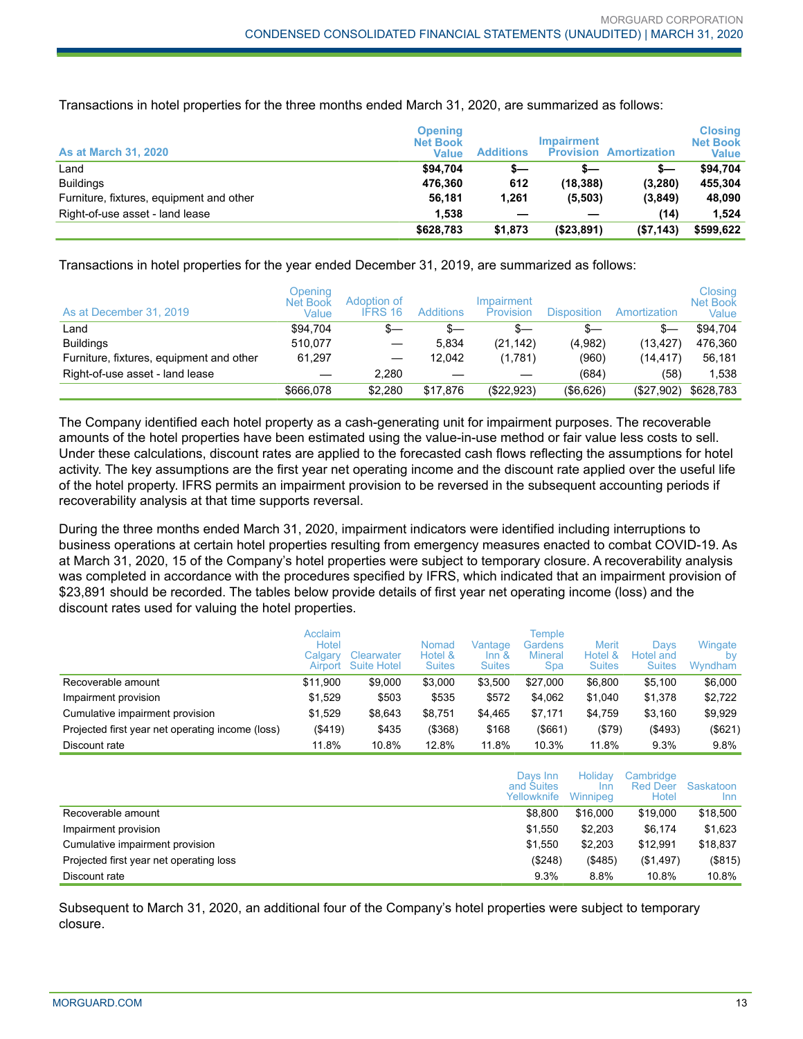Transactions in hotel properties for the three months ended March 31, 2020, are summarized as follows:

| As at March 31, 2020 | Opening Net Book Value | Additions | Impairment Provision | Amortization | Closing Net Book Value |
|---|---|---|---|---|---|
| Land | **$94,704** | **$—** | **$—** | **$—** | **$94,704** |
| Buildings | **476,360** | **612** | **(18,388)** | **(3,280)** | **455,304** |
| Furniture, fixtures, equipment and other | **56,181** | **1,261** | **(5,503)** | **(3,849)** | **48,090** |
| Right-of-use asset - land lease | **1,538** | **—** | **—** | **(14)** | **1,524** |
| | **$628,783** | **$1,873** | **($23,891)** | **($7,143)** | **$599,622** |

Transactions in hotel properties for the year ended December 31, 2019, are summarized as follows:

| As at December 31, 2019 | Opening Net Book Value | Adoption of IFRS 16 | Additions | Impairment Provision | Disposition | Amortization | Closing Net Book Value |
|---|---|---|---|---|---|---|---|
| Land | $94,704 | $— | $— | $— | $— | $— | $94,704 |
| Buildings | 510,077 | — | 5,834 | (21,142) | (4,982) | (13,427) | 476,360 |
| Furniture, fixtures, equipment and other | 61,297 | — | 12,042 | (1,781) | (960) | (14,417) | 56,181 |
| Right-of-use asset - land lease | — | 2,280 | — | — | (684) | (58) | 1,538 |
| | $666,078 | $2,280 | $17,876 | ($22,923) | ($6,626) | ($27,902) | $628,783 |

The Company identified each hotel property as a cash-generating unit for impairment purposes. The recoverable amounts of the hotel properties have been estimated using the value-in-use method or fair value less costs to sell. Under these calculations, discount rates are applied to the forecasted cash flows reflecting the assumptions for hotel activity. The key assumptions are the first year net operating income and the discount rate applied over the useful life of the hotel property. IFRS permits an impairment provision to be reversed in the subsequent accounting periods if recoverability analysis at that time supports reversal.

During the three months ended March 31, 2020, impairment indicators were identified including interruptions to business operations at certain hotel properties resulting from emergency measures enacted to combat COVID-19. As at March 31, 2020, 15 of the Company's hotel properties were subject to temporary closure. A recoverability analysis was completed in accordance with the procedures specified by IFRS, which indicated that an impairment provision of $23,891 should be recorded. The tables below provide details of first year net operating income (loss) and the discount rates used for valuing the hotel properties.

| | Acclaim Hotel Calgary Airport | Clearwater Suite Hotel | Nomad Hotel & Suites | Vantage Inn & Suites | Temple Gardens Mineral Spa | Merit Hotel & Suites | Days Hotel and Suites | Wingate by Wyndham |
|---|---|---|---|---|---|---|---|---|
| Recoverable amount | $11,900 | $9,000 | $3,000 | $3,500 | $27,000 | $6,800 | $5,100 | $6,000 |
| Impairment provision | $1,529 | $503 | $535 | $572 | $4,062 | $1,040 | $1,378 | $2,722 |
| Cumulative impairment provision | $1,529 | $8,643 | $8,751 | $4,465 | $7,171 | $4,759 | $3,160 | $9,929 |
| Projected first year net operating income (loss) | ($419) | $435 | ($368) | $168 | ($661) | ($79) | ($493) | ($621) |
| Discount rate | 11.8% | 10.8% | 12.8% | 11.8% | 10.3% | 11.8% | 9.3% | 9.8% |

| | Days Inn and Suites Yellowknife | Holiday Inn Winnipeg | Cambridge Red Deer Hotel | Saskatoon Inn |
|---|---|---|---|---|
| Recoverable amount | $8,800 | $16,000 | $19,000 | $18,500 |
| Impairment provision | $1,550 | $2,203 | $6,174 | $1,623 |
| Cumulative impairment provision | $1,550 | $2,203 | $12,991 | $18,837 |
| Projected first year net operating loss | ($248) | ($485) | ($1,497) | ($815) |
| Discount rate | 9.3% | 8.8% | 10.8% | 10.8% |

Subsequent to March 31, 2020, an additional four of the Company's hotel properties were subject to temporary closure.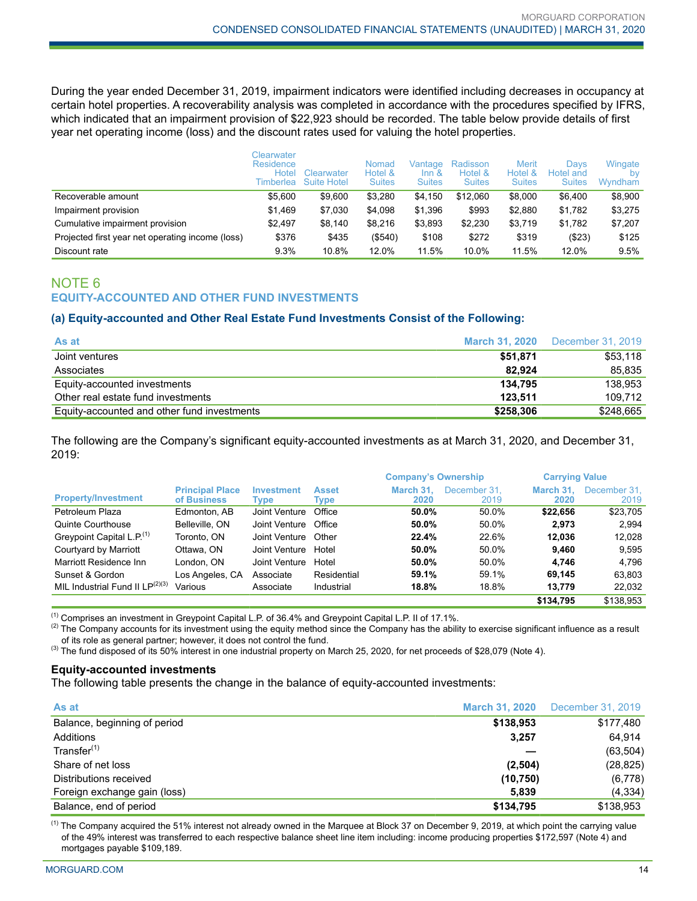During the year ended December 31, 2019, impairment indicators were identified including decreases in occupancy at certain hotel properties. A recoverability analysis was completed in accordance with the procedures specified by IFRS, which indicated that an impairment provision of $22,923 should be recorded. The table below provide details of first year net operating income (loss) and the discount rates used for valuing the hotel properties.

| | Clearwater Residence Hotel Timberlea | Clearwater Suite Hotel | Nomad Hotel & Suites | Vantage Inn & Suites | Radisson Hotel & Suites | Merit Hotel & Suites | Days Hotel and Suites | Wingate by Wyndham |
|---|---|---|---|---|---|---|---|---|
| Recoverable amount | $5,600 | $9,600 | $3,280 | $4,150 | $12,060 | $8,000 | $6,400 | $8,900 |
| Impairment provision | $1,469 | $7,030 | $4,098 | $1,396 | $993 | $2,880 | $1,782 | $3,275 |
| Cumulative impairment provision | $2,497 | $8,140 | $8,216 | $3,893 | $2,230 | $3,719 | $1,782 | $7,207 |
| Projected first year net operating income (loss) | $376 | $435 | ($540) | $108 | $272 | $319 | ($23) | $125 |
| Discount rate | 9.3% | 10.8% | 12.0% | 11.5% | 10.0% | 11.5% | 12.0% | 9.5% |

## NOTE 6
## EQUITY-ACCOUNTED AND OTHER FUND INVESTMENTS

### (a) Equity-accounted and Other Real Estate Fund Investments Consist of the Following:

| As at | March 31, 2020 | December 31, 2019 |
|---|---|---|
| Joint ventures | **$51,871** | $53,118 |
| Associates | **82,924** | 85,835 |
| Equity-accounted investments | **134,795** | 138,953 |
| Other real estate fund investments | **123,511** | 109,712 |
| Equity-accounted and other fund investments | **$258,306** | $248,665 |

The following are the Company's significant equity-accounted investments as at March 31, 2020, and December 31, 2019:

| | | | | Company's Ownership | | Carrying Value | |
|---|---|---|---|---|---|---|---|
| Property/Investment | Principal Place of Business | Investment Type | Asset Type | March 31, 2020 | December 31, 2019 | March 31, 2020 | December 31, 2019 |
| Petroleum Plaza | Edmonton, AB | Joint Venture | Office | **50.0%** | 50.0% | **$22,656** | $23,705 |
| Quinte Courthouse | Belleville, ON | Joint Venture | Office | **50.0%** | 50.0% | **2,973** | 2,994 |
| Greypoint Capital L.P.[1] | Toronto, ON | Joint Venture | Other | **22.4%** | 22.6% | **12,036** | 12,028 |
| Courtyard by Marriott | Ottawa, ON | Joint Venture | Hotel | **50.0%** | 50.0% | **9,460** | 9,595 |
| Marriott Residence Inn | London, ON | Joint Venture | Hotel | **50.0%** | 50.0% | **4,746** | 4,796 |
| Sunset & Gordon | Los Angeles, CA | Associate | Residential | **59.1%** | 59.1% | **69,145** | 63,803 |
| MIL Industrial Fund II LP[2][3] | Various | Associate | Industrial | **18.8%** | 18.8% | **13,779** | 22,032 |
| | | | | | | **$134,795** | $138,953 |

[1] Comprises an investment in Greypoint Capital L.P. of 36.4% and Greypoint Capital L.P. II of 17.1%.
[2] The Company accounts for its investment using the equity method since the Company has the ability to exercise significant influence as a result of its role as general partner; however, it does not control the fund.
[3] The fund disposed of its 50% interest in one industrial property on March 25, 2020, for net proceeds of $28,079 (Note 4).

### Equity-accounted investments

The following table presents the change in the balance of equity-accounted investments:

| As at | March 31, 2020 | December 31, 2019 |
|---|---|---|
| Balance, beginning of period | **$138,953** | $177,480 |
| Additions | **3,257** | 64,914 |
| Transfer[1] | **—** | (63,504) |
| Share of net loss | **(2,504)** | (28,825) |
| Distributions received | **(10,750)** | (6,778) |
| Foreign exchange gain (loss) | **5,839** | (4,334) |
| Balance, end of period | **$134,795** | $138,953 |

[1] The Company acquired the 51% interest not already owned in the Marquee at Block 37 on December 9, 2019, at which point the carrying value of the 49% interest was transferred to each respective balance sheet line item including: income producing properties $172,597 (Note 4) and mortgages payable $109,189.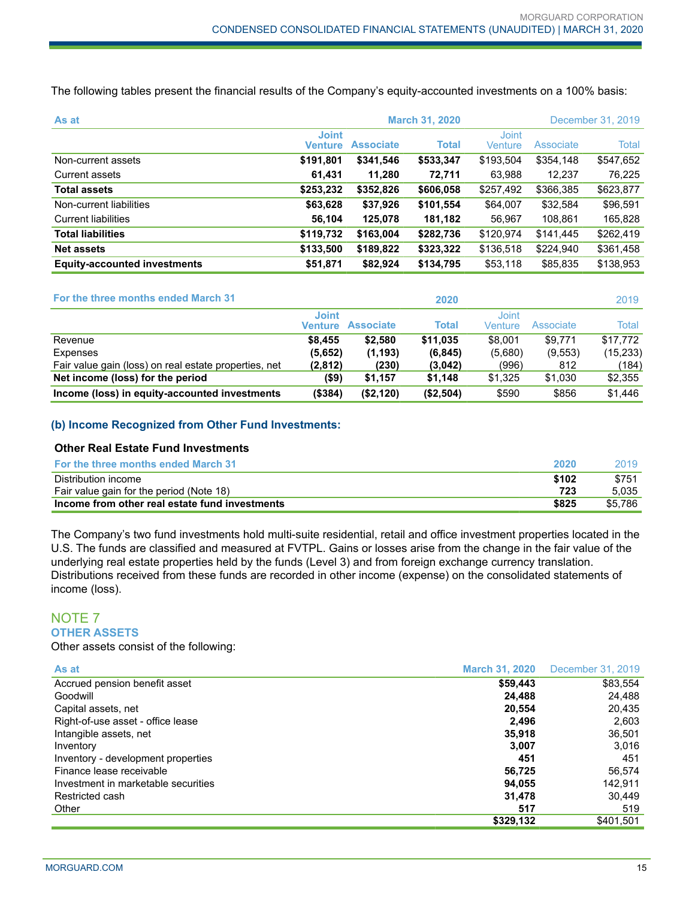The following tables present the financial results of the Company's equity-accounted investments on a 100% basis:

| As at | March 31, 2020 | | | December 31, 2019 | | |
|---|---|---|---|---|---|---|
| | **Joint Venture** | **Associate** | **Total** | Joint Venture | Associate | Total |
| Non-current assets | **$191,801** | **$341,546** | **$533,347** | $193,504 | $354,148 | $547,652 |
| Current assets | **61,431** | **11,280** | **72,711** | 63,988 | 12,237 | 76,225 |
| **Total assets** | **$253,232** | **$352,826** | **$606,058** | $257,492 | $366,385 | $623,877 |
| Non-current liabilities | **$63,628** | **$37,926** | **$101,554** | $64,007 | $32,584 | $96,591 |
| Current liabilities | **56,104** | **125,078** | **181,182** | 56,967 | 108,861 | 165,828 |
| **Total liabilities** | **$119,732** | **$163,004** | **$282,736** | $120,974 | $141,445 | $262,419 |
| **Net assets** | **$133,500** | **$189,822** | **$323,322** | $136,518 | $224,940 | $361,458 |
| **Equity-accounted investments** | **$51,871** | **$82,924** | **$134,795** | $53,118 | $85,835 | $138,953 |

| For the three months ended March 31 | 2020 | | | 2019 | | |
|---|---|---|---|---|---|---|
| | **Joint Venture** | **Associate** | **Total** | Joint Venture | Associate | Total |
| Revenue | **$8,455** | **$2,580** | **$11,035** | $8,001 | $9,771 | $17,772 |
| Expenses | **(5,652)** | **(1,193)** | **(6,845)** | (5,680) | (9,553) | (15,233) |
| Fair value gain (loss) on real estate properties, net | **(2,812)** | **(230)** | **(3,042)** | (996) | 812 | (184) |
| **Net income (loss) for the period** | **($9)** | **$1,157** | **$1,148** | $1,325 | $1,030 | $2,355 |
| **Income (loss) in equity-accounted investments** | **($384)** | **($2,120)** | **($2,504)** | $590 | $856 | $1,446 |

### (b) Income Recognized from Other Fund Investments:

**Other Real Estate Fund Investments**

| For the three months ended March 31 | 2020 | 2019 |
|---|---|---|
| Distribution income | **$102** | $751 |
| Fair value gain for the period (Note 18) | **723** | 5,035 |
| **Income from other real estate fund investments** | **$825** | $5,786 |

The Company's two fund investments hold multi-suite residential, retail and office investment properties located in the U.S. The funds are classified and measured at FVTPL. Gains or losses arise from the change in the fair value of the underlying real estate properties held by the funds (Level 3) and from foreign exchange currency translation. Distributions received from these funds are recorded in other income (expense) on the consolidated statements of income (loss).

## NOTE 7
### OTHER ASSETS

Other assets consist of the following:

| As at | March 31, 2020 | December 31, 2019 |
|---|---|---|
| Accrued pension benefit asset | **$59,443** | $83,554 |
| Goodwill | **24,488** | 24,488 |
| Capital assets, net | **20,554** | 20,435 |
| Right-of-use asset - office lease | **2,496** | 2,603 |
| Intangible assets, net | **35,918** | 36,501 |
| Inventory | **3,007** | 3,016 |
| Inventory - development properties | **451** | 451 |
| Finance lease receivable | **56,725** | 56,574 |
| Investment in marketable securities | **94,055** | 142,911 |
| Restricted cash | **31,478** | 30,449 |
| Other | **517** | 519 |
| | **$329,132** | $401,501 |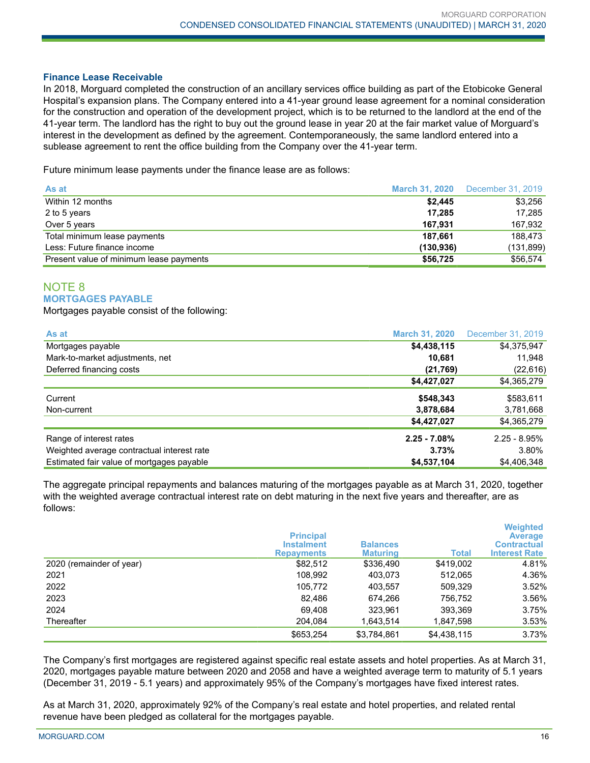### Finance Lease Receivable

In 2018, Morguard completed the construction of an ancillary services office building as part of the Etobicoke General Hospital's expansion plans. The Company entered into a 41-year ground lease agreement for a nominal consideration for the construction and operation of the development project, which is to be returned to the landlord at the end of the 41-year term. The landlord has the right to buy out the ground lease in year 20 at the fair market value of Morguard's interest in the development as defined by the agreement. Contemporaneously, the same landlord entered into a sublease agreement to rent the office building from the Company over the 41-year term.

Future minimum lease payments under the finance lease are as follows:

| As at | March 31, 2020 | December 31, 2019 |
|---|---|---|
| Within 12 months | **$2,445** | $3,256 |
| 2 to 5 years | **17,285** | 17,285 |
| Over 5 years | **167,931** | 167,932 |
| Total minimum lease payments | **187,661** | 188,473 |
| Less: Future finance income | **(130,936)** | (131,899) |
| Present value of minimum lease payments | **$56,725** | $56,574 |

## NOTE 8
### MORTGAGES PAYABLE

Mortgages payable consist of the following:

| As at | March 31, 2020 | December 31, 2019 |
|---|---|---|
| Mortgages payable | **$4,438,115** | $4,375,947 |
| Mark-to-market adjustments, net | **10,681** | 11,948 |
| Deferred financing costs | **(21,769)** | (22,616) |
| | **$4,427,027** | $4,365,279 |
| Current | **$548,343** | $583,611 |
| Non-current | **3,878,684** | 3,781,668 |
| | **$4,427,027** | $4,365,279 |
| Range of interest rates | **2.25 - 7.08%** | 2.25 - 8.95% |
| Weighted average contractual interest rate | **3.73%** | 3.80% |
| Estimated fair value of mortgages payable | **$4,537,104** | $4,406,348 |

The aggregate principal repayments and balances maturing of the mortgages payable as at March 31, 2020, together with the weighted average contractual interest rate on debt maturing in the next five years and thereafter, are as follows:

| | Principal Instalment Repayments | Balances Maturing | Total | Weighted Average Contractual Interest Rate |
|---|---|---|---|---|
| 2020 (remainder of year) | $82,512 | $336,490 | $419,002 | 4.81% |
| 2021 | 108,992 | 403,073 | 512,065 | 4.36% |
| 2022 | 105,772 | 403,557 | 509,329 | 3.52% |
| 2023 | 82,486 | 674,266 | 756,752 | 3.56% |
| 2024 | 69,408 | 323,961 | 393,369 | 3.75% |
| Thereafter | 204,084 | 1,643,514 | 1,847,598 | 3.53% |
| | $653,254 | $3,784,861 | $4,438,115 | 3.73% |

The Company's first mortgages are registered against specific real estate assets and hotel properties. As at March 31, 2020, mortgages payable mature between 2020 and 2058 and have a weighted average term to maturity of 5.1 years (December 31, 2019 - 5.1 years) and approximately 95% of the Company's mortgages have fixed interest rates.

As at March 31, 2020, approximately 92% of the Company's real estate and hotel properties, and related rental revenue have been pledged as collateral for the mortgages payable.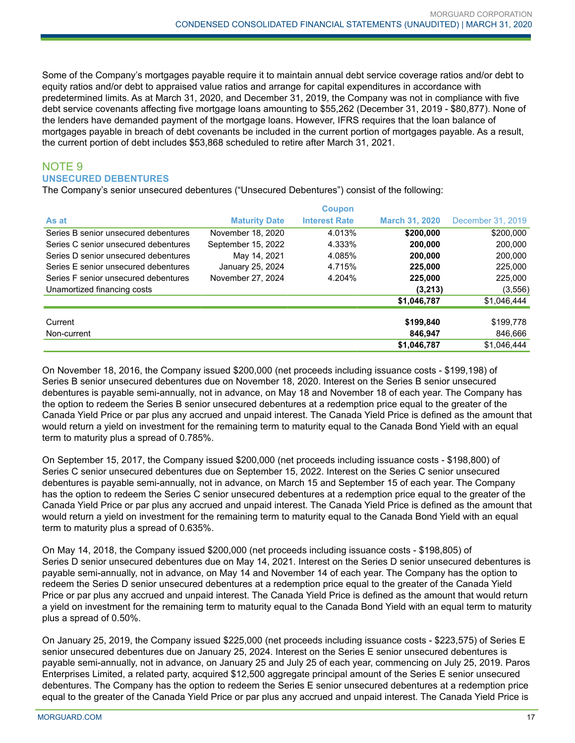Some of the Company's mortgages payable require it to maintain annual debt service coverage ratios and/or debt to equity ratios and/or debt to appraised value ratios and arrange for capital expenditures in accordance with predetermined limits. As at March 31, 2020, and December 31, 2019, the Company was not in compliance with five debt service covenants affecting five mortgage loans amounting to $55,262 (December 31, 2019 - $80,877). None of the lenders have demanded payment of the mortgage loans. However, IFRS requires that the loan balance of mortgages payable in breach of debt covenants be included in the current portion of mortgages payable. As a result, the current portion of debt includes $53,868 scheduled to retire after March 31, 2021.

## NOTE 9

### UNSECURED DEBENTURES

The Company's senior unsecured debentures ("Unsecured Debentures") consist of the following:

| As at | Maturity Date | Coupon Interest Rate | March 31, 2020 | December 31, 2019 |
|---|---|---|---|---|
| Series B senior unsecured debentures | November 18, 2020 | 4.013% | **$200,000** | $200,000 |
| Series C senior unsecured debentures | September 15, 2022 | 4.333% | **200,000** | 200,000 |
| Series D senior unsecured debentures | May 14, 2021 | 4.085% | **200,000** | 200,000 |
| Series E senior unsecured debentures | January 25, 2024 | 4.715% | **225,000** | 225,000 |
| Series F senior unsecured debentures | November 27, 2024 | 4.204% | **225,000** | 225,000 |
| Unamortized financing costs | | | **(3,213)** | (3,556) |
| | | | **$1,046,787** | $1,046,444 |
| Current | | | **$199,840** | $199,778 |
| Non-current | | | **846,947** | 846,666 |
| | | | **$1,046,787** | $1,046,444 |

On November 18, 2016, the Company issued $200,000 (net proceeds including issuance costs - $199,198) of Series B senior unsecured debentures due on November 18, 2020. Interest on the Series B senior unsecured debentures is payable semi-annually, not in advance, on May 18 and November 18 of each year. The Company has the option to redeem the Series B senior unsecured debentures at a redemption price equal to the greater of the Canada Yield Price or par plus any accrued and unpaid interest. The Canada Yield Price is defined as the amount that would return a yield on investment for the remaining term to maturity equal to the Canada Bond Yield with an equal term to maturity plus a spread of 0.785%.

On September 15, 2017, the Company issued $200,000 (net proceeds including issuance costs - $198,800) of Series C senior unsecured debentures due on September 15, 2022. Interest on the Series C senior unsecured debentures is payable semi-annually, not in advance, on March 15 and September 15 of each year. The Company has the option to redeem the Series C senior unsecured debentures at a redemption price equal to the greater of the Canada Yield Price or par plus any accrued and unpaid interest. The Canada Yield Price is defined as the amount that would return a yield on investment for the remaining term to maturity equal to the Canada Bond Yield with an equal term to maturity plus a spread of 0.635%.

On May 14, 2018, the Company issued $200,000 (net proceeds including issuance costs - $198,805) of Series D senior unsecured debentures due on May 14, 2021. Interest on the Series D senior unsecured debentures is payable semi-annually, not in advance, on May 14 and November 14 of each year. The Company has the option to redeem the Series D senior unsecured debentures at a redemption price equal to the greater of the Canada Yield Price or par plus any accrued and unpaid interest. The Canada Yield Price is defined as the amount that would return a yield on investment for the remaining term to maturity equal to the Canada Bond Yield with an equal term to maturity plus a spread of 0.50%.

On January 25, 2019, the Company issued $225,000 (net proceeds including issuance costs - $223,575) of Series E senior unsecured debentures due on January 25, 2024. Interest on the Series E senior unsecured debentures is payable semi-annually, not in advance, on January 25 and July 25 of each year, commencing on July 25, 2019. Paros Enterprises Limited, a related party, acquired $12,500 aggregate principal amount of the Series E senior unsecured debentures. The Company has the option to redeem the Series E senior unsecured debentures at a redemption price equal to the greater of the Canada Yield Price or par plus any accrued and unpaid interest. The Canada Yield Price is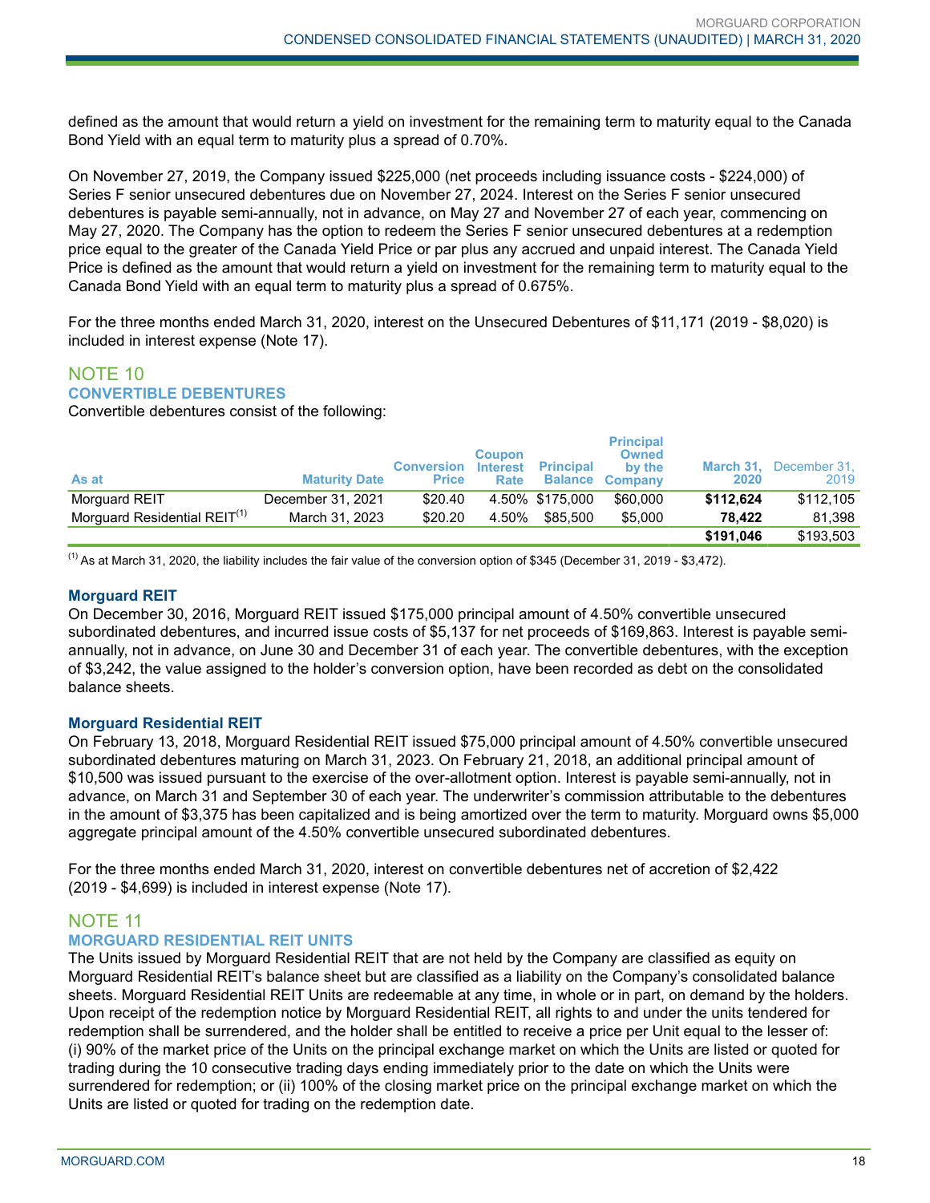defined as the amount that would return a yield on investment for the remaining term to maturity equal to the Canada Bond Yield with an equal term to maturity plus a spread of 0.70%.

On November 27, 2019, the Company issued $225,000 (net proceeds including issuance costs - $224,000) of Series F senior unsecured debentures due on November 27, 2024. Interest on the Series F senior unsecured debentures is payable semi-annually, not in advance, on May 27 and November 27 of each year, commencing on May 27, 2020. The Company has the option to redeem the Series F senior unsecured debentures at a redemption price equal to the greater of the Canada Yield Price or par plus any accrued and unpaid interest. The Canada Yield Price is defined as the amount that would return a yield on investment for the remaining term to maturity equal to the Canada Bond Yield with an equal term to maturity plus a spread of 0.675%.

For the three months ended March 31, 2020, interest on the Unsecured Debentures of $11,171 (2019 - $8,020) is included in interest expense (Note 17).

## NOTE 10
### CONVERTIBLE DEBENTURES

Convertible debentures consist of the following:

| As at | Maturity Date | Conversion Price | Coupon Interest Rate | Principal Balance | Principal Owned by the Company | March 31, 2020 | December 31, 2019 |
|---|---|---|---|---|---|---|---|
| Morguard REIT | December 31, 2021 | $20.40 | 4.50% | $175,000 | $60,000 | **$112,624** | $112,105 |
| Morguard Residential REIT[1] | March 31, 2023 | $20.20 | 4.50% | $85,500 | $5,000 | **78,422** | 81,398 |
| | | | | | | **$191,046** | $193,503 |

[1] As at March 31, 2020, the liability includes the fair value of the conversion option of $345 (December 31, 2019 - $3,472).

**Morguard REIT**

On December 30, 2016, Morguard REIT issued $175,000 principal amount of 4.50% convertible unsecured subordinated debentures, and incurred issue costs of $5,137 for net proceeds of $169,863. Interest is payable semi-annually, not in advance, on June 30 and December 31 of each year. The convertible debentures, with the exception of $3,242, the value assigned to the holder's conversion option, have been recorded as debt on the consolidated balance sheets.

**Morguard Residential REIT**

On February 13, 2018, Morguard Residential REIT issued $75,000 principal amount of 4.50% convertible unsecured subordinated debentures maturing on March 31, 2023. On February 21, 2018, an additional principal amount of $10,500 was issued pursuant to the exercise of the over-allotment option. Interest is payable semi-annually, not in advance, on March 31 and September 30 of each year. The underwriter's commission attributable to the debentures in the amount of $3,375 has been capitalized and is being amortized over the term to maturity. Morguard owns $5,000 aggregate principal amount of the 4.50% convertible unsecured subordinated debentures.

For the three months ended March 31, 2020, interest on convertible debentures net of accretion of $2,422 (2019 - $4,699) is included in interest expense (Note 17).

## NOTE 11
### MORGUARD RESIDENTIAL REIT UNITS

The Units issued by Morguard Residential REIT that are not held by the Company are classified as equity on Morguard Residential REIT's balance sheet but are classified as a liability on the Company's consolidated balance sheets. Morguard Residential REIT Units are redeemable at any time, in whole or in part, on demand by the holders. Upon receipt of the redemption notice by Morguard Residential REIT, all rights to and under the units tendered for redemption shall be surrendered, and the holder shall be entitled to receive a price per Unit equal to the lesser of: (i) 90% of the market price of the Units on the principal exchange market on which the Units are listed or quoted for trading during the 10 consecutive trading days ending immediately prior to the date on which the Units were surrendered for redemption; or (ii) 100% of the closing market price on the principal exchange market on which the Units are listed or quoted for trading on the redemption date.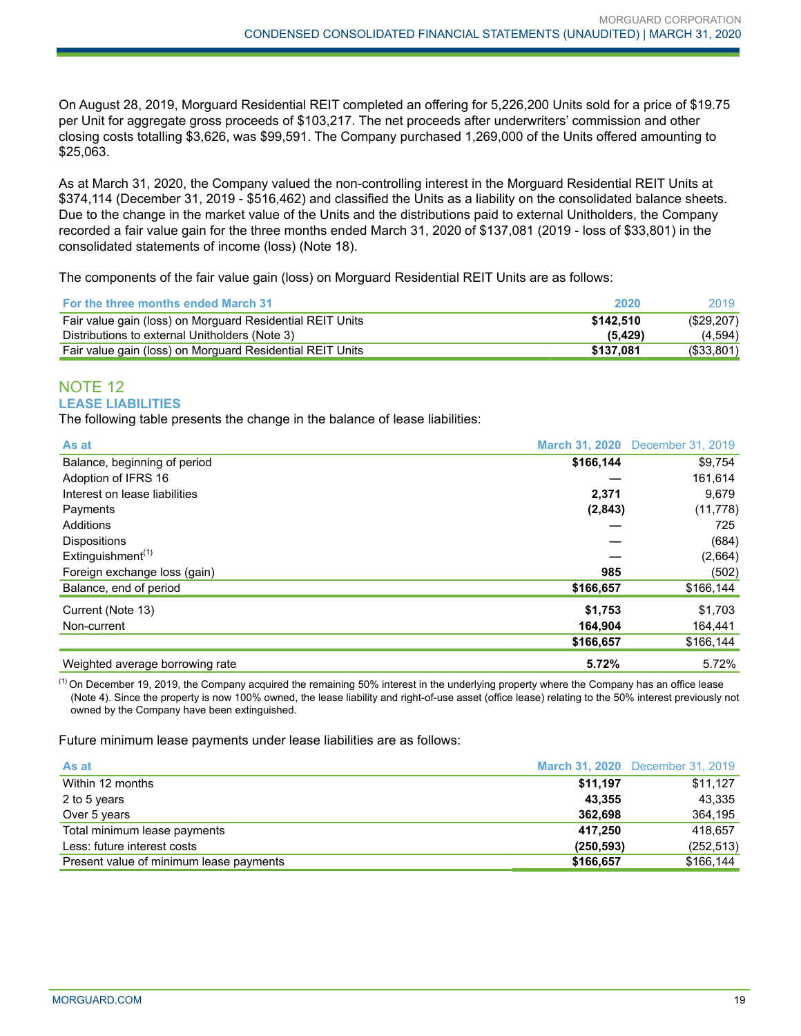On August 28, 2019, Morguard Residential REIT completed an offering for 5,226,200 Units sold for a price of $19.75 per Unit for aggregate gross proceeds of $103,217. The net proceeds after underwriters' commission and other closing costs totalling $3,626, was $99,591. The Company purchased 1,269,000 of the Units offered amounting to $25,063.

As at March 31, 2020, the Company valued the non-controlling interest in the Morguard Residential REIT Units at $374,114 (December 31, 2019 - $516,462) and classified the Units as a liability on the consolidated balance sheets. Due to the change in the market value of the Units and the distributions paid to external Unitholders, the Company recorded a fair value gain for the three months ended March 31, 2020 of $137,081 (2019 - loss of $33,801) in the consolidated statements of income (loss) (Note 18).

The components of the fair value gain (loss) on Morguard Residential REIT Units are as follows:

| For the three months ended March 31 | 2020 | 2019 |
|---|---|---|
| Fair value gain (loss) on Morguard Residential REIT Units | **$142,510** | ($29,207) |
| Distributions to external Unitholders (Note 3) | **(5,429)** | (4,594) |
| Fair value gain (loss) on Morguard Residential REIT Units | **$137,081** | ($33,801) |

## NOTE 12
### LEASE LIABILITIES

The following table presents the change in the balance of lease liabilities:

| As at | March 31, 2020 | December 31, 2019 |
|---|---|---|
| Balance, beginning of period | **$166,144** | $9,754 |
| Adoption of IFRS 16 | **—** | 161,614 |
| Interest on lease liabilities | **2,371** | 9,679 |
| Payments | **(2,843)** | (11,778) |
| Additions | **—** | 725 |
| Dispositions | **—** | (684) |
| Extinguishment[1] | **—** | (2,664) |
| Foreign exchange loss (gain) | **985** | (502) |
| Balance, end of period | **$166,657** | $166,144 |
| Current (Note 13) | **$1,753** | $1,703 |
| Non-current | **164,904** | 164,441 |
| | **$166,657** | $166,144 |
| Weighted average borrowing rate | **5.72%** | 5.72% |

[1] On December 19, 2019, the Company acquired the remaining 50% interest in the underlying property where the Company has an office lease (Note 4). Since the property is now 100% owned, the lease liability and right-of-use asset (office lease) relating to the 50% interest previously not owned by the Company have been extinguished.

Future minimum lease payments under lease liabilities are as follows:

| As at | March 31, 2020 | December 31, 2019 |
|---|---|---|
| Within 12 months | **$11,197** | $11,127 |
| 2 to 5 years | **43,355** | 43,335 |
| Over 5 years | **362,698** | 364,195 |
| Total minimum lease payments | **417,250** | 418,657 |
| Less: future interest costs | **(250,593)** | (252,513) |
| Present value of minimum lease payments | **$166,657** | $166,144 |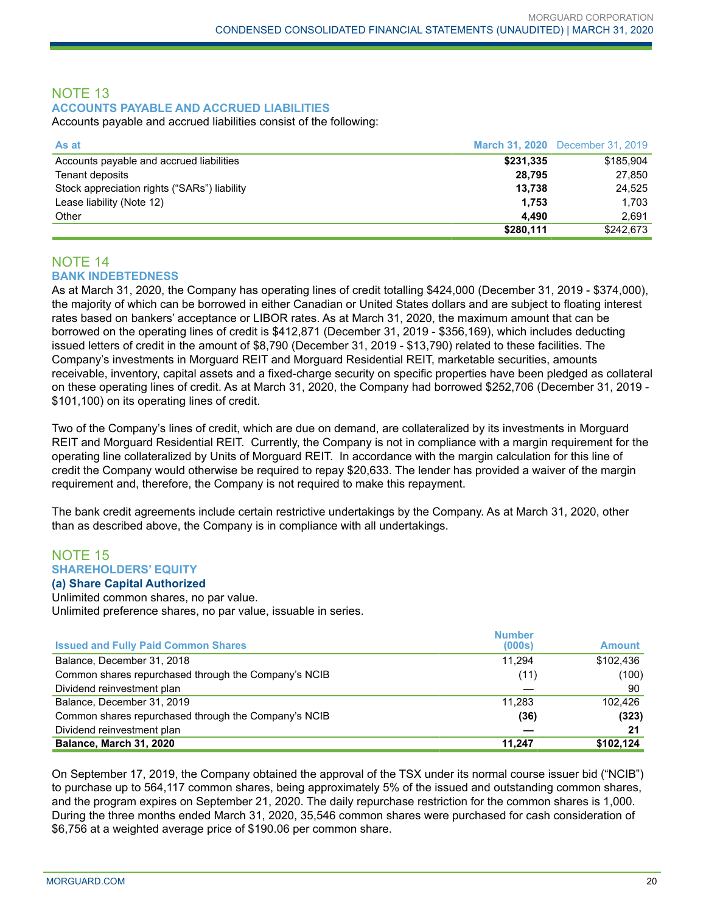## NOTE 13

### ACCOUNTS PAYABLE AND ACCRUED LIABILITIES

Accounts payable and accrued liabilities consist of the following:

| As at | March 31, 2020 | December 31, 2019 |
|---|---|---|
| Accounts payable and accrued liabilities | **$231,335** | $185,904 |
| Tenant deposits | **28,795** | 27,850 |
| Stock appreciation rights ("SARs") liability | **13,738** | 24,525 |
| Lease liability (Note 12) | **1,753** | 1,703 |
| Other | **4,490** | 2,691 |
| | **$280,111** | $242,673 |

## NOTE 14

### BANK INDEBTEDNESS

As at March 31, 2020, the Company has operating lines of credit totalling $424,000 (December 31, 2019 - $374,000), the majority of which can be borrowed in either Canadian or United States dollars and are subject to floating interest rates based on bankers' acceptance or LIBOR rates. As at March 31, 2020, the maximum amount that can be borrowed on the operating lines of credit is $412,871 (December 31, 2019 - $356,169), which includes deducting issued letters of credit in the amount of $8,790 (December 31, 2019 - $13,790) related to these facilities. The Company's investments in Morguard REIT and Morguard Residential REIT, marketable securities, amounts receivable, inventory, capital assets and a fixed-charge security on specific properties have been pledged as collateral on these operating lines of credit. As at March 31, 2020, the Company had borrowed $252,706 (December 31, 2019 - $101,100) on its operating lines of credit.

Two of the Company's lines of credit, which are due on demand, are collateralized by its investments in Morguard REIT and Morguard Residential REIT. Currently, the Company is not in compliance with a margin requirement for the operating line collateralized by Units of Morguard REIT. In accordance with the margin calculation for this line of credit the Company would otherwise be required to repay $20,633. The lender has provided a waiver of the margin requirement and, therefore, the Company is not required to make this repayment.

The bank credit agreements include certain restrictive undertakings by the Company. As at March 31, 2020, other than as described above, the Company is in compliance with all undertakings.

## NOTE 15

### SHAREHOLDERS' EQUITY

#### (a) Share Capital Authorized

Unlimited common shares, no par value.
Unlimited preference shares, no par value, issuable in series.

| Issued and Fully Paid Common Shares | Number (000s) | Amount |
|---|---|---|
| Balance, December 31, 2018 | 11,294 | $102,436 |
| Common shares repurchased through the Company's NCIB | (11) | (100) |
| Dividend reinvestment plan | — | 90 |
| Balance, December 31, 2019 | 11,283 | 102,426 |
| Common shares repurchased through the Company's NCIB | **(36)** | **(323)** |
| Dividend reinvestment plan | **—** | **21** |
| **Balance, March 31, 2020** | **11,247** | **$102,124** |

On September 17, 2019, the Company obtained the approval of the TSX under its normal course issuer bid ("NCIB") to purchase up to 564,117 common shares, being approximately 5% of the issued and outstanding common shares, and the program expires on September 21, 2020. The daily repurchase restriction for the common shares is 1,000. During the three months ended March 31, 2020, 35,546 common shares were purchased for cash consideration of $6,756 at a weighted average price of $190.06 per common share.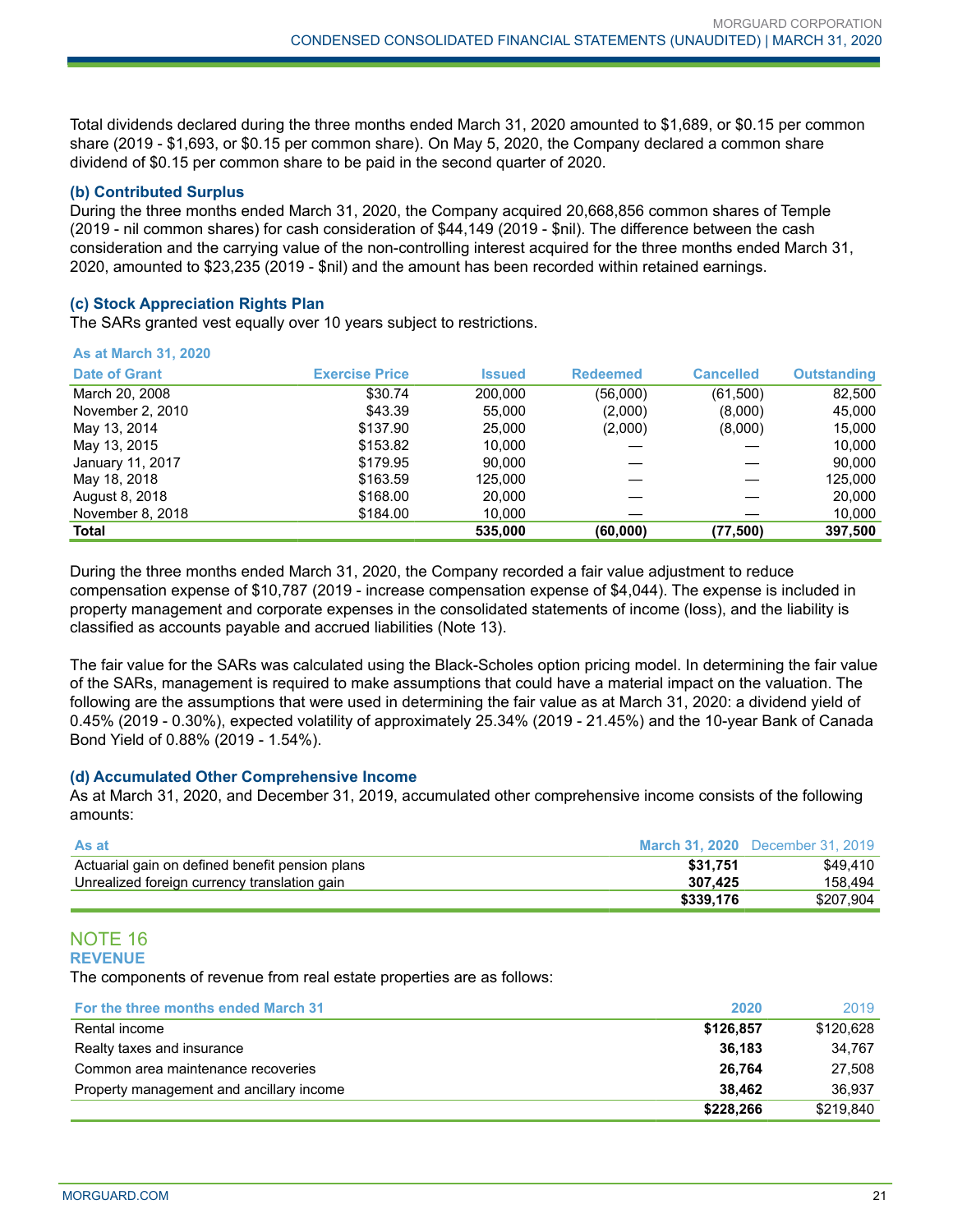Total dividends declared during the three months ended March 31, 2020 amounted to $1,689, or $0.15 per common share (2019 - $1,693, or $0.15 per common share). On May 5, 2020, the Company declared a common share dividend of $0.15 per common share to be paid in the second quarter of 2020.

### (b) Contributed Surplus

During the three months ended March 31, 2020, the Company acquired 20,668,856 common shares of Temple (2019 - nil common shares) for cash consideration of $44,149 (2019 - $nil). The difference between the cash consideration and the carrying value of the non-controlling interest acquired for the three months ended March 31, 2020, amounted to $23,235 (2019 - $nil) and the amount has been recorded within retained earnings.

### (c) Stock Appreciation Rights Plan

The SARs granted vest equally over 10 years subject to restrictions.

**As at March 31, 2020**

| Date of Grant | Exercise Price | Issued | Redeemed | Cancelled | Outstanding |
|---|---|---|---|---|---|
| March 20, 2008 | $30.74 | 200,000 | (56,000) | (61,500) | 82,500 |
| November 2, 2010 | $43.39 | 55,000 | (2,000) | (8,000) | 45,000 |
| May 13, 2014 | $137.90 | 25,000 | (2,000) | (8,000) | 15,000 |
| May 13, 2015 | $153.82 | 10,000 | — | — | 10,000 |
| January 11, 2017 | $179.95 | 90,000 | — | — | 90,000 |
| May 18, 2018 | $163.59 | 125,000 | — | — | 125,000 |
| August 8, 2018 | $168.00 | 20,000 | — | — | 20,000 |
| November 8, 2018 | $184.00 | 10,000 | — | — | 10,000 |
| **Total** | | **535,000** | **(60,000)** | **(77,500)** | **397,500** |

During the three months ended March 31, 2020, the Company recorded a fair value adjustment to reduce compensation expense of $10,787 (2019 - increase compensation expense of $4,044). The expense is included in property management and corporate expenses in the consolidated statements of income (loss), and the liability is classified as accounts payable and accrued liabilities (Note 13).

The fair value for the SARs was calculated using the Black-Scholes option pricing model. In determining the fair value of the SARs, management is required to make assumptions that could have a material impact on the valuation. The following are the assumptions that were used in determining the fair value as at March 31, 2020: a dividend yield of 0.45% (2019 - 0.30%), expected volatility of approximately 25.34% (2019 - 21.45%) and the 10-year Bank of Canada Bond Yield of 0.88% (2019 - 1.54%).

### (d) Accumulated Other Comprehensive Income

As at March 31, 2020, and December 31, 2019, accumulated other comprehensive income consists of the following amounts:

| As at | March 31, 2020 | December 31, 2019 |
|---|---|---|
| Actuarial gain on defined benefit pension plans | **$31,751** | $49,410 |
| Unrealized foreign currency translation gain | **307,425** | 158,494 |
| | **$339,176** | $207,904 |

## NOTE 16
## REVENUE

The components of revenue from real estate properties are as follows:

| For the three months ended March 31 | 2020 | 2019 |
|---|---|---|
| Rental income | **$126,857** | $120,628 |
| Realty taxes and insurance | **36,183** | 34,767 |
| Common area maintenance recoveries | **26,764** | 27,508 |
| Property management and ancillary income | **38,462** | 36,937 |
| | **$228,266** | $219,840 |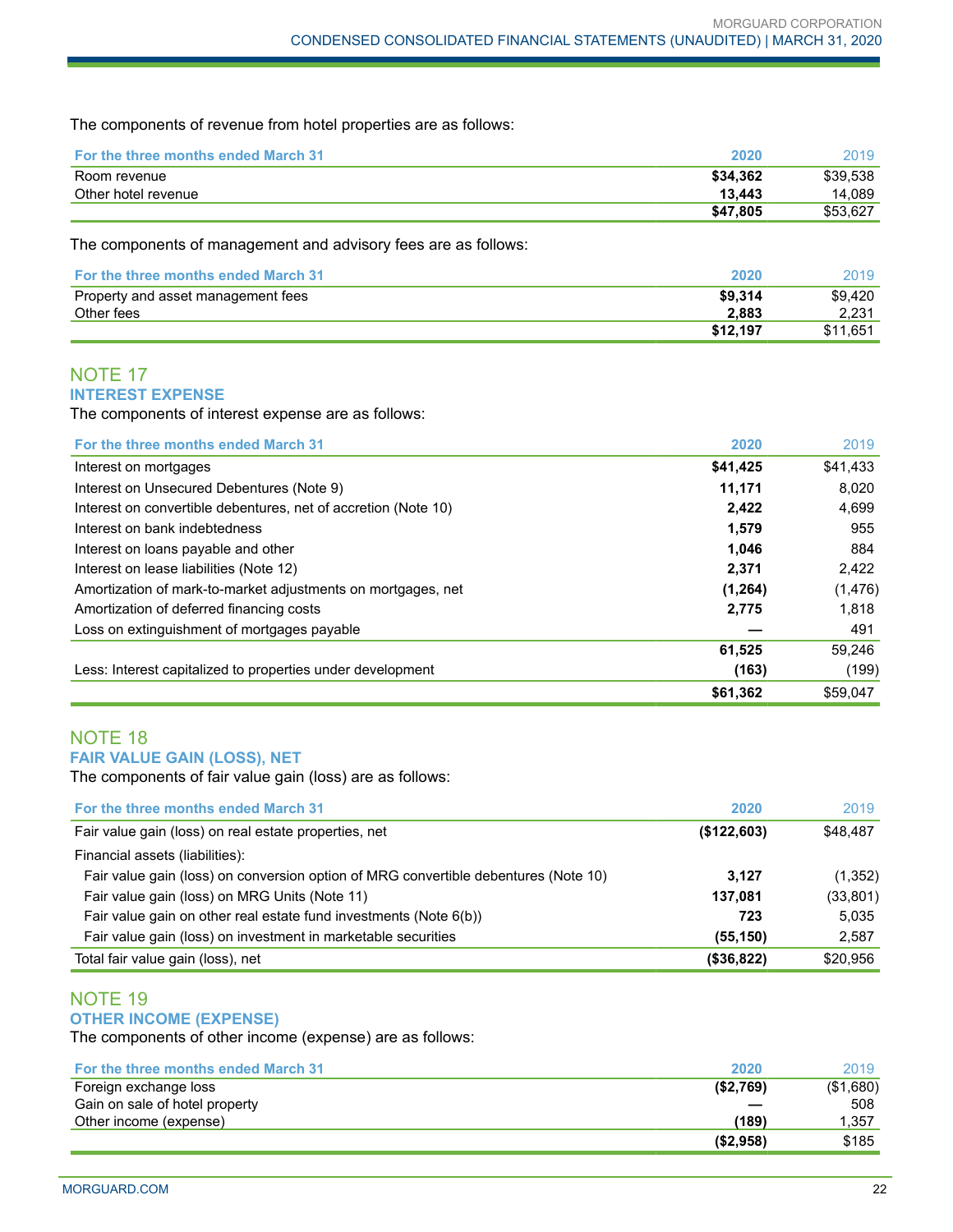The components of revenue from hotel properties are as follows:

| For the three months ended March 31 | 2020 | 2019 |
|---|---|---|
| Room revenue | **$34,362** | $39,538 |
| Other hotel revenue | **13,443** | 14,089 |
| | **$47,805** | $53,627 |

The components of management and advisory fees are as follows:

| For the three months ended March 31 | 2020 | 2019 |
|---|---|---|
| Property and asset management fees | **$9,314** | $9,420 |
| Other fees | **2,883** | 2,231 |
| | **$12,197** | $11,651 |

## NOTE 17
### INTEREST EXPENSE

The components of interest expense are as follows:

| For the three months ended March 31 | 2020 | 2019 |
|---|---|---|
| Interest on mortgages | **$41,425** | $41,433 |
| Interest on Unsecured Debentures (Note 9) | **11,171** | 8,020 |
| Interest on convertible debentures, net of accretion (Note 10) | **2,422** | 4,699 |
| Interest on bank indebtedness | **1,579** | 955 |
| Interest on loans payable and other | **1,046** | 884 |
| Interest on lease liabilities (Note 12) | **2,371** | 2,422 |
| Amortization of mark-to-market adjustments on mortgages, net | **(1,264)** | (1,476) |
| Amortization of deferred financing costs | **2,775** | 1,818 |
| Loss on extinguishment of mortgages payable | **—** | 491 |
| | **61,525** | 59,246 |
| Less: Interest capitalized to properties under development | **(163)** | (199) |
| | **$61,362** | $59,047 |

## NOTE 18
### FAIR VALUE GAIN (LOSS), NET

The components of fair value gain (loss) are as follows:

| For the three months ended March 31 | 2020 | 2019 |
|---|---|---|
| Fair value gain (loss) on real estate properties, net | **($122,603)** | $48,487 |
| Financial assets (liabilities): | | |
| Fair value gain (loss) on conversion option of MRG convertible debentures (Note 10) | **3,127** | (1,352) |
| Fair value gain (loss) on MRG Units (Note 11) | **137,081** | (33,801) |
| Fair value gain on other real estate fund investments (Note 6(b)) | **723** | 5,035 |
| Fair value gain (loss) on investment in marketable securities | **(55,150)** | 2,587 |
| Total fair value gain (loss), net | **($36,822)** | $20,956 |

## NOTE 19
### OTHER INCOME (EXPENSE)

The components of other income (expense) are as follows:

| For the three months ended March 31 | 2020 | 2019 |
|---|---|---|
| Foreign exchange loss | **($2,769)** | ($1,680) |
| Gain on sale of hotel property | **—** | 508 |
| Other income (expense) | **(189)** | 1,357 |
| | **($2,958)** | $185 |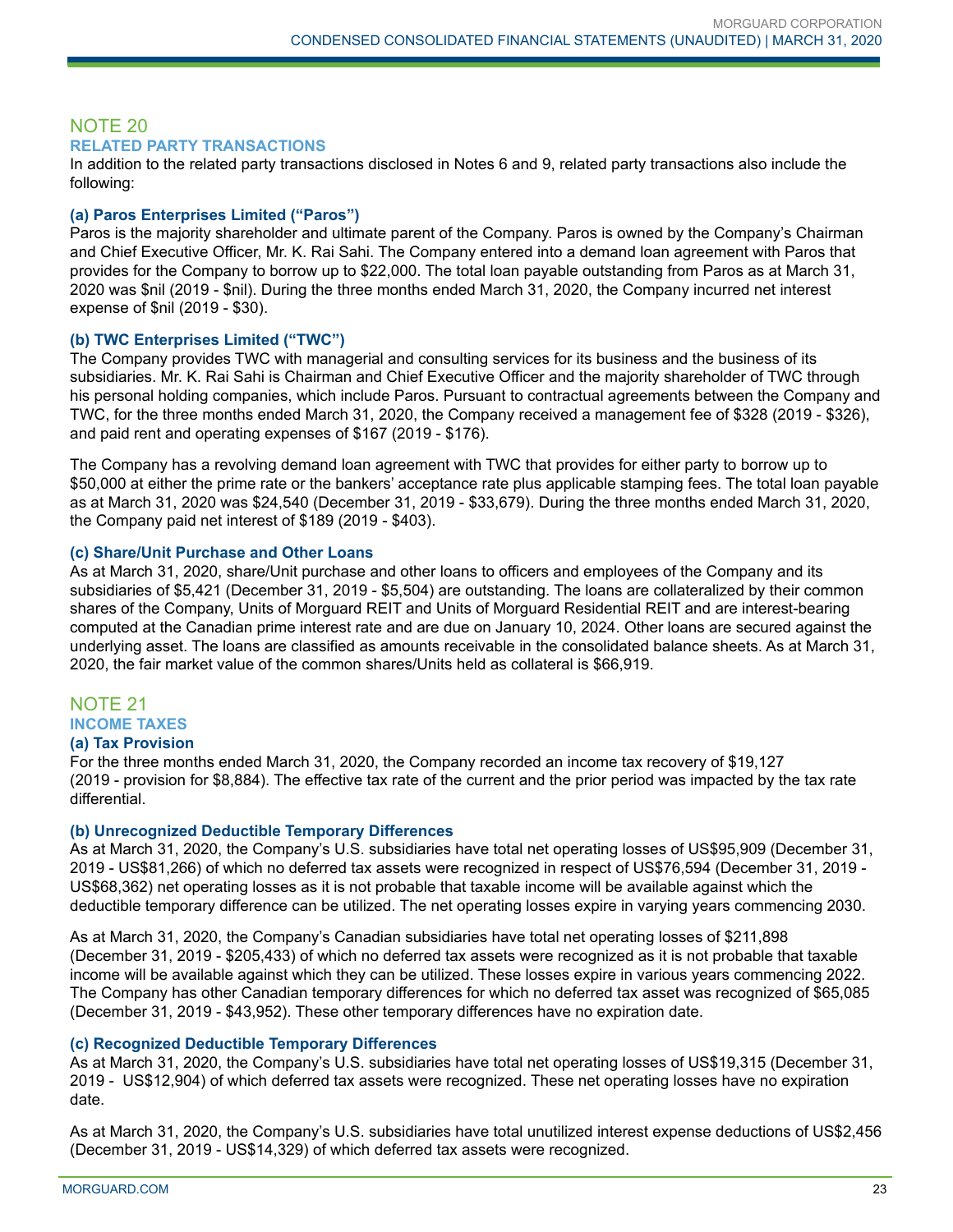## NOTE 20

### RELATED PARTY TRANSACTIONS

In addition to the related party transactions disclosed in Notes 6 and 9, related party transactions also include the following:

#### (a) Paros Enterprises Limited ("Paros")

Paros is the majority shareholder and ultimate parent of the Company. Paros is owned by the Company's Chairman and Chief Executive Officer, Mr. K. Rai Sahi. The Company entered into a demand loan agreement with Paros that provides for the Company to borrow up to $22,000. The total loan payable outstanding from Paros as at March 31, 2020 was $nil (2019 - $nil). During the three months ended March 31, 2020, the Company incurred net interest expense of $nil (2019 - $30).

#### (b) TWC Enterprises Limited ("TWC")

The Company provides TWC with managerial and consulting services for its business and the business of its subsidiaries. Mr. K. Rai Sahi is Chairman and Chief Executive Officer and the majority shareholder of TWC through his personal holding companies, which include Paros. Pursuant to contractual agreements between the Company and TWC, for the three months ended March 31, 2020, the Company received a management fee of $328 (2019 - $326), and paid rent and operating expenses of $167 (2019 - $176).

The Company has a revolving demand loan agreement with TWC that provides for either party to borrow up to $50,000 at either the prime rate or the bankers' acceptance rate plus applicable stamping fees. The total loan payable as at March 31, 2020 was $24,540 (December 31, 2019 - $33,679). During the three months ended March 31, 2020, the Company paid net interest of $189 (2019 - $403).

#### (c) Share/Unit Purchase and Other Loans

As at March 31, 2020, share/Unit purchase and other loans to officers and employees of the Company and its subsidiaries of $5,421 (December 31, 2019 - $5,504) are outstanding. The loans are collateralized by their common shares of the Company, Units of Morguard REIT and Units of Morguard Residential REIT and are interest-bearing computed at the Canadian prime interest rate and are due on January 10, 2024. Other loans are secured against the underlying asset. The loans are classified as amounts receivable in the consolidated balance sheets. As at March 31, 2020, the fair market value of the common shares/Units held as collateral is $66,919.

## NOTE 21

### INCOME TAXES

#### (a) Tax Provision

For the three months ended March 31, 2020, the Company recorded an income tax recovery of $19,127 (2019 - provision for $8,884). The effective tax rate of the current and the prior period was impacted by the tax rate differential.

#### (b) Unrecognized Deductible Temporary Differences

As at March 31, 2020, the Company's U.S. subsidiaries have total net operating losses of US$95,909 (December 31, 2019 - US$81,266) of which no deferred tax assets were recognized in respect of US$76,594 (December 31, 2019 - US$68,362) net operating losses as it is not probable that taxable income will be available against which the deductible temporary difference can be utilized. The net operating losses expire in varying years commencing 2030.

As at March 31, 2020, the Company's Canadian subsidiaries have total net operating losses of $211,898 (December 31, 2019 - $205,433) of which no deferred tax assets were recognized as it is not probable that taxable income will be available against which they can be utilized. These losses expire in various years commencing 2022. The Company has other Canadian temporary differences for which no deferred tax asset was recognized of $65,085 (December 31, 2019 - $43,952). These other temporary differences have no expiration date.

#### (c) Recognized Deductible Temporary Differences

As at March 31, 2020, the Company's U.S. subsidiaries have total net operating losses of US$19,315 (December 31, 2019 - US$12,904) of which deferred tax assets were recognized. These net operating losses have no expiration date.

As at March 31, 2020, the Company's U.S. subsidiaries have total unutilized interest expense deductions of US$2,456 (December 31, 2019 - US$14,329) of which deferred tax assets were recognized.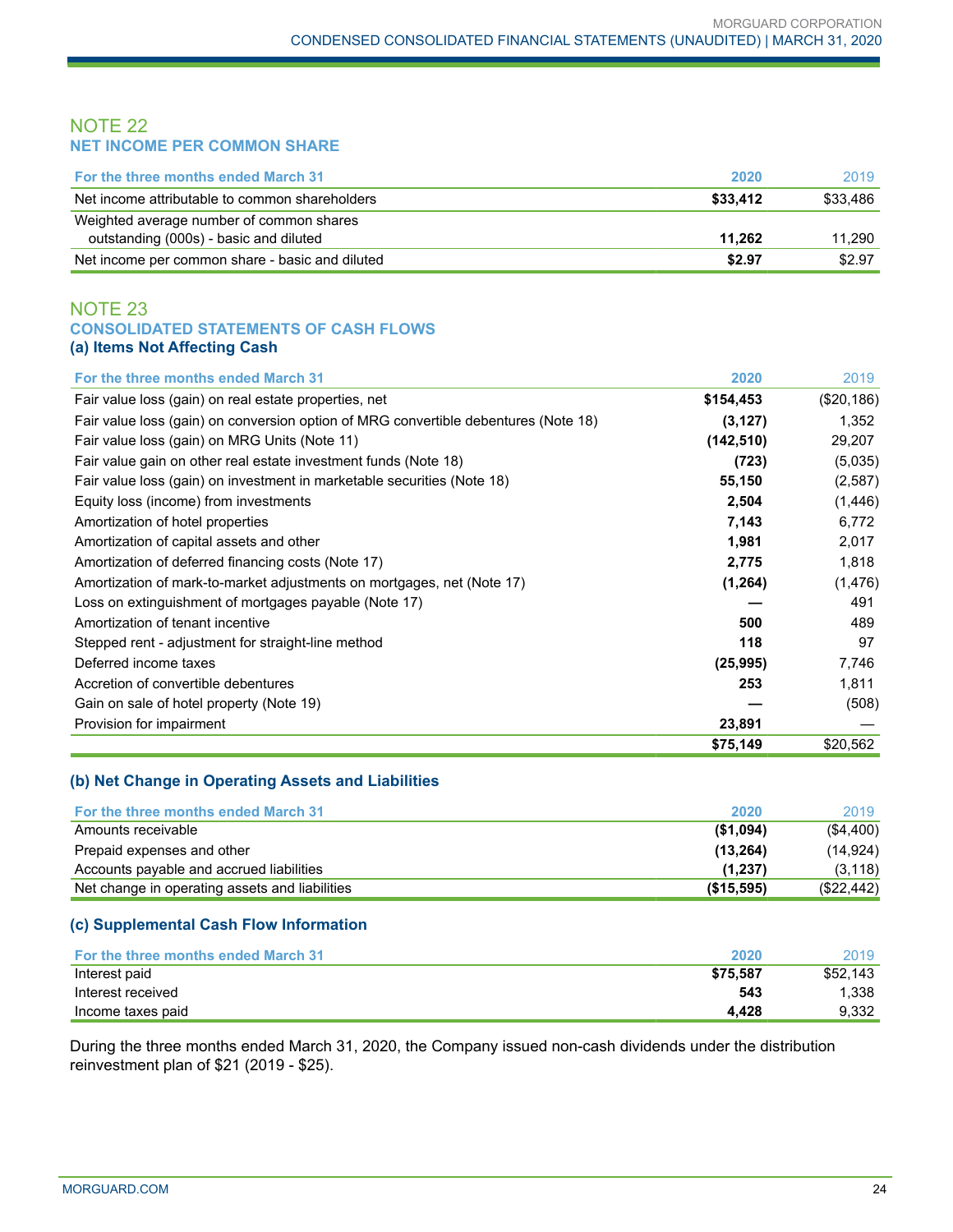## NOTE 22
### NET INCOME PER COMMON SHARE

| For the three months ended March 31 | 2020 | 2019 |
|---|---|---|
| Net income attributable to common shareholders | **$33,412** | $33,486 |
| Weighted average number of common shares outstanding (000s) - basic and diluted | **11,262** | 11,290 |
| Net income per common share - basic and diluted | **$2.97** | $2.97 |

## NOTE 23
### CONSOLIDATED STATEMENTS OF CASH FLOWS
#### (a) Items Not Affecting Cash

| For the three months ended March 31 | 2020 | 2019 |
|---|---|---|
| Fair value loss (gain) on real estate properties, net | **$154,453** | ($20,186) |
| Fair value loss (gain) on conversion option of MRG convertible debentures (Note 18) | **(3,127)** | 1,352 |
| Fair value loss (gain) on MRG Units (Note 11) | **(142,510)** | 29,207 |
| Fair value gain on other real estate investment funds (Note 18) | **(723)** | (5,035) |
| Fair value loss (gain) on investment in marketable securities (Note 18) | **55,150** | (2,587) |
| Equity loss (income) from investments | **2,504** | (1,446) |
| Amortization of hotel properties | **7,143** | 6,772 |
| Amortization of capital assets and other | **1,981** | 2,017 |
| Amortization of deferred financing costs (Note 17) | **2,775** | 1,818 |
| Amortization of mark-to-market adjustments on mortgages, net (Note 17) | **(1,264)** | (1,476) |
| Loss on extinguishment of mortgages payable (Note 17) | **—** | 491 |
| Amortization of tenant incentive | **500** | 489 |
| Stepped rent - adjustment for straight-line method | **118** | 97 |
| Deferred income taxes | **(25,995)** | 7,746 |
| Accretion of convertible debentures | **253** | 1,811 |
| Gain on sale of hotel property (Note 19) | **—** | (508) |
| Provision for impairment | **23,891** | — |
| | **$75,149** | $20,562 |

#### (b) Net Change in Operating Assets and Liabilities

| For the three months ended March 31 | 2020 | 2019 |
|---|---|---|
| Amounts receivable | **($1,094)** | ($4,400) |
| Prepaid expenses and other | **(13,264)** | (14,924) |
| Accounts payable and accrued liabilities | **(1,237)** | (3,118) |
| Net change in operating assets and liabilities | **($15,595)** | ($22,442) |

#### (c) Supplemental Cash Flow Information

| For the three months ended March 31 | 2020 | 2019 |
|---|---|---|
| Interest paid | **$75,587** | $52,143 |
| Interest received | **543** | 1,338 |
| Income taxes paid | **4,428** | 9,332 |

During the three months ended March 31, 2020, the Company issued non-cash dividends under the distribution reinvestment plan of $21 (2019 - $25).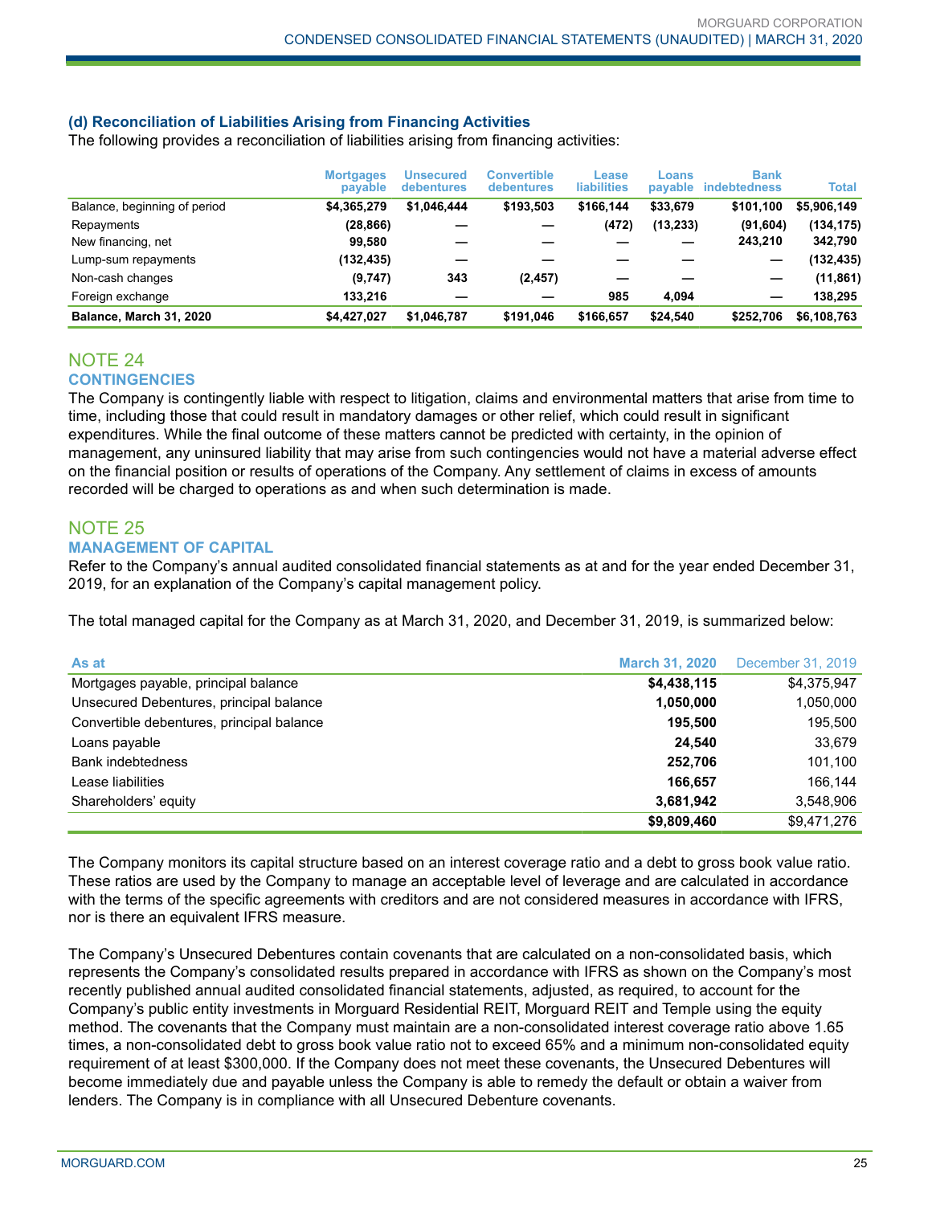### (d) Reconciliation of Liabilities Arising from Financing Activities

The following provides a reconciliation of liabilities arising from financing activities:

| | Mortgages payable | Unsecured debentures | Convertible debentures | Lease liabilities | Loans payable | Bank indebtedness | Total |
|---|---|---|---|---|---|---|---|
| Balance, beginning of period | $4,365,279 | $1,046,444 | $193,503 | $166,144 | $33,679 | $101,100 | $5,906,149 |
| Repayments | (28,866) | — | — | (472) | (13,233) | (91,604) | (134,175) |
| New financing, net | 99,580 | — | — | — | — | 243,210 | 342,790 |
| Lump-sum repayments | (132,435) | — | — | — | — | — | (132,435) |
| Non-cash changes | (9,747) | 343 | (2,457) | — | — | — | (11,861) |
| Foreign exchange | 133,216 | — | — | 985 | 4,094 | — | 138,295 |
| **Balance, March 31, 2020** | **$4,427,027** | **$1,046,787** | **$191,046** | **$166,657** | **$24,540** | **$252,706** | **$6,108,763** |

## NOTE 24
### CONTINGENCIES

The Company is contingently liable with respect to litigation, claims and environmental matters that arise from time to time, including those that could result in mandatory damages or other relief, which could result in significant expenditures. While the final outcome of these matters cannot be predicted with certainty, in the opinion of management, any uninsured liability that may arise from such contingencies would not have a material adverse effect on the financial position or results of operations of the Company. Any settlement of claims in excess of amounts recorded will be charged to operations as and when such determination is made.

## NOTE 25
### MANAGEMENT OF CAPITAL

Refer to the Company's annual audited consolidated financial statements as at and for the year ended December 31, 2019, for an explanation of the Company's capital management policy.

The total managed capital for the Company as at March 31, 2020, and December 31, 2019, is summarized below:

| As at | March 31, 2020 | December 31, 2019 |
|---|---|---|
| Mortgages payable, principal balance | **$4,438,115** | $4,375,947 |
| Unsecured Debentures, principal balance | **1,050,000** | 1,050,000 |
| Convertible debentures, principal balance | **195,500** | 195,500 |
| Loans payable | **24,540** | 33,679 |
| Bank indebtedness | **252,706** | 101,100 |
| Lease liabilities | **166,657** | 166,144 |
| Shareholders' equity | **3,681,942** | 3,548,906 |
| | **$9,809,460** | $9,471,276 |

The Company monitors its capital structure based on an interest coverage ratio and a debt to gross book value ratio. These ratios are used by the Company to manage an acceptable level of leverage and are calculated in accordance with the terms of the specific agreements with creditors and are not considered measures in accordance with IFRS, nor is there an equivalent IFRS measure.

The Company's Unsecured Debentures contain covenants that are calculated on a non-consolidated basis, which represents the Company's consolidated results prepared in accordance with IFRS as shown on the Company's most recently published annual audited consolidated financial statements, adjusted, as required, to account for the Company's public entity investments in Morguard Residential REIT, Morguard REIT and Temple using the equity method. The covenants that the Company must maintain are a non-consolidated interest coverage ratio above 1.65 times, a non-consolidated debt to gross book value ratio not to exceed 65% and a minimum non-consolidated equity requirement of at least $300,000. If the Company does not meet these covenants, the Unsecured Debentures will become immediately due and payable unless the Company is able to remedy the default or obtain a waiver from lenders. The Company is in compliance with all Unsecured Debenture covenants.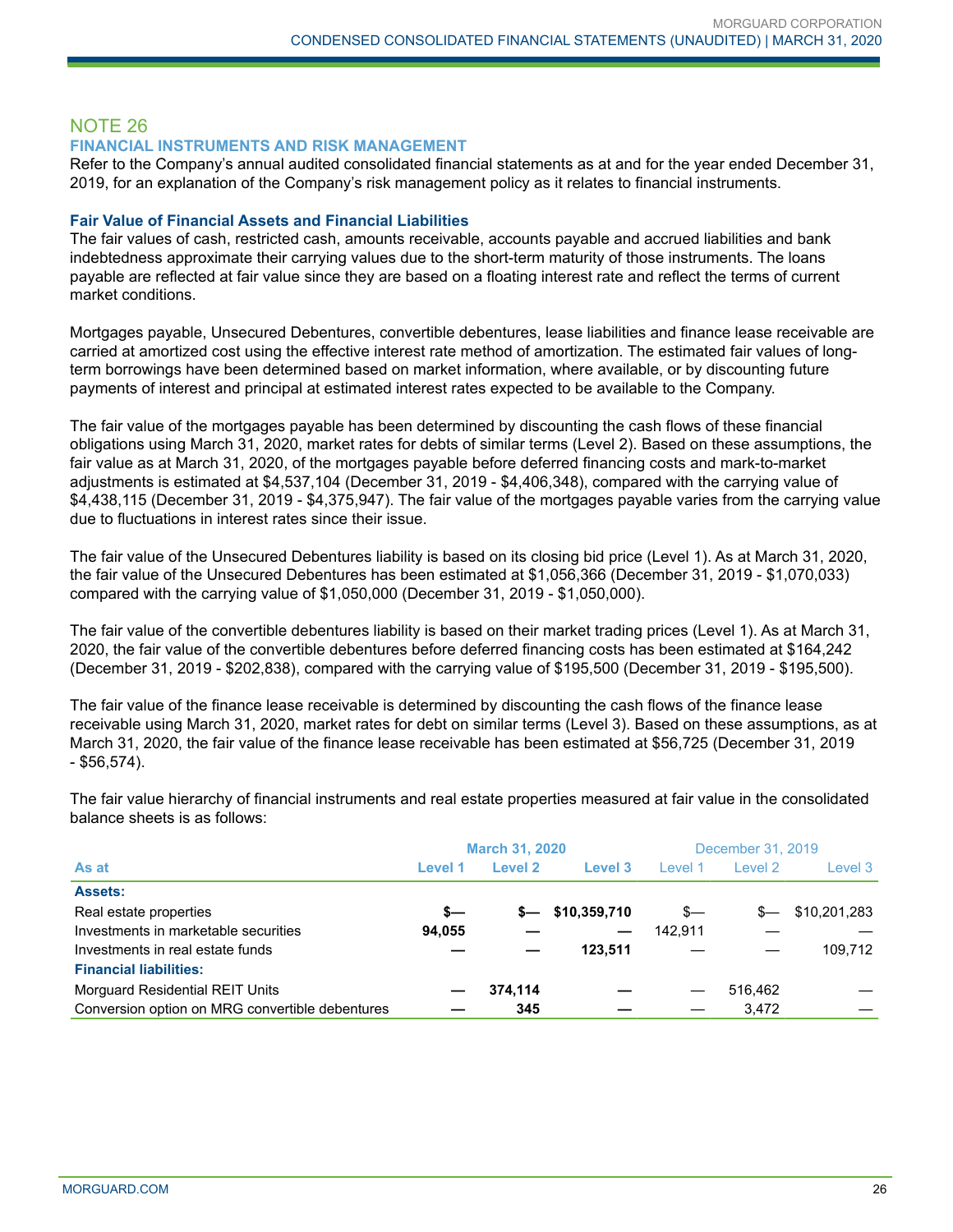## NOTE 26

### FINANCIAL INSTRUMENTS AND RISK MANAGEMENT

Refer to the Company's annual audited consolidated financial statements as at and for the year ended December 31, 2019, for an explanation of the Company's risk management policy as it relates to financial instruments.

#### Fair Value of Financial Assets and Financial Liabilities

The fair values of cash, restricted cash, amounts receivable, accounts payable and accrued liabilities and bank indebtedness approximate their carrying values due to the short-term maturity of those instruments. The loans payable are reflected at fair value since they are based on a floating interest rate and reflect the terms of current market conditions.

Mortgages payable, Unsecured Debentures, convertible debentures, lease liabilities and finance lease receivable are carried at amortized cost using the effective interest rate method of amortization. The estimated fair values of long-term borrowings have been determined based on market information, where available, or by discounting future payments of interest and principal at estimated interest rates expected to be available to the Company.

The fair value of the mortgages payable has been determined by discounting the cash flows of these financial obligations using March 31, 2020, market rates for debts of similar terms (Level 2). Based on these assumptions, the fair value as at March 31, 2020, of the mortgages payable before deferred financing costs and mark-to-market adjustments is estimated at $4,537,104 (December 31, 2019 - $4,406,348), compared with the carrying value of $4,438,115 (December 31, 2019 - $4,375,947). The fair value of the mortgages payable varies from the carrying value due to fluctuations in interest rates since their issue.

The fair value of the Unsecured Debentures liability is based on its closing bid price (Level 1). As at March 31, 2020, the fair value of the Unsecured Debentures has been estimated at $1,056,366 (December 31, 2019 - $1,070,033) compared with the carrying value of $1,050,000 (December 31, 2019 - $1,050,000).

The fair value of the convertible debentures liability is based on their market trading prices (Level 1). As at March 31, 2020, the fair value of the convertible debentures before deferred financing costs has been estimated at $164,242 (December 31, 2019 - $202,838), compared with the carrying value of $195,500 (December 31, 2019 - $195,500).

The fair value of the finance lease receivable is determined by discounting the cash flows of the finance lease receivable using March 31, 2020, market rates for debt on similar terms (Level 3). Based on these assumptions, as at March 31, 2020, the fair value of the finance lease receivable has been estimated at $56,725 (December 31, 2019 - $56,574).

The fair value hierarchy of financial instruments and real estate properties measured at fair value in the consolidated balance sheets is as follows:

| | March 31, 2020 | | | December 31, 2019 | | |
|---|---|---|---|---|---|---|
| **As at** | **Level 1** | **Level 2** | **Level 3** | Level 1 | Level 2 | Level 3 |
| **Assets:** | | | | | | |
| Real estate properties | **$—** | **$—** | **$10,359,710** | $— | $— | $10,201,283 |
| Investments in marketable securities | **94,055** | **—** | **—** | 142,911 | — | — |
| Investments in real estate funds | **—** | **—** | **123,511** | — | — | 109,712 |
| **Financial liabilities:** | | | | | | |
| Morguard Residential REIT Units | **—** | **374,114** | **—** | — | 516,462 | — |
| Conversion option on MRG convertible debentures | **—** | **345** | **—** | — | 3,472 | — |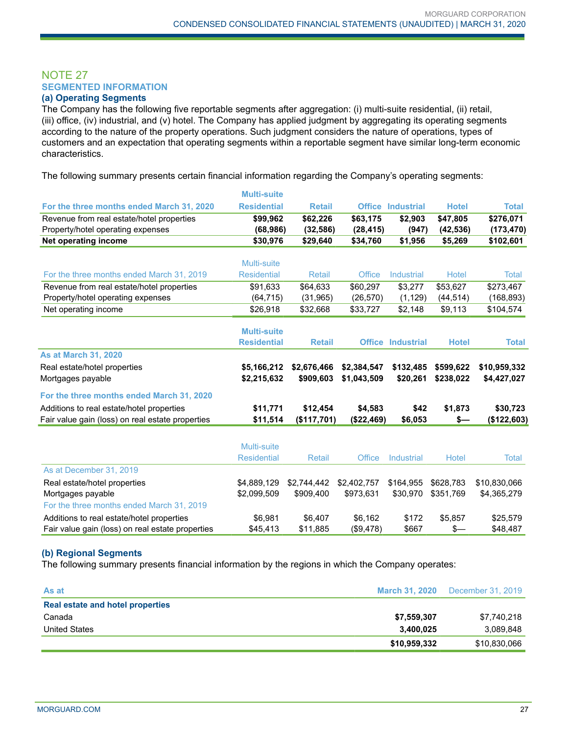## NOTE 27

## SEGMENTED INFORMATION

### (a) Operating Segments

The Company has the following five reportable segments after aggregation: (i) multi-suite residential, (ii) retail, (iii) office, (iv) industrial, and (v) hotel. The Company has applied judgment by aggregating its operating segments according to the nature of the property operations. Such judgment considers the nature of operations, types of customers and an expectation that operating segments within a reportable segment have similar long-term economic characteristics.

The following summary presents certain financial information regarding the Company's operating segments:

| **For the three months ended March 31, 2020** | **Multi-suite Residential** | **Retail** | **Office** | **Industrial** | **Hotel** | **Total** |
|---|---|---|---|---|---|---|
| Revenue from real estate/hotel properties | **$99,962** | **$62,226** | **$63,175** | **$2,903** | **$47,805** | **$276,071** |
| Property/hotel operating expenses | **(68,986)** | **(32,586)** | **(28,415)** | **(947)** | **(42,536)** | **(173,470)** |
| **Net operating income** | **$30,976** | **$29,640** | **$34,760** | **$1,956** | **$5,269** | **$102,601** |

| For the three months ended March 31, 2019 | Multi-suite Residential | Retail | Office | Industrial | Hotel | Total |
|---|---|---|---|---|---|---|
| Revenue from real estate/hotel properties | $91,633 | $64,633 | $60,297 | $3,277 | $53,627 | $273,467 |
| Property/hotel operating expenses | (64,715) | (31,965) | (26,570) | (1,129) | (44,514) | (168,893) |
| Net operating income | $26,918 | $32,668 | $33,727 | $2,148 | $9,113 | $104,574 |

| | **Multi-suite Residential** | **Retail** | **Office** | **Industrial** | **Hotel** | **Total** |
|---|---|---|---|---|---|---|
| **As at March 31, 2020** | | | | | | |
| Real estate/hotel properties | **$5,166,212** | **$2,676,466** | **$2,384,547** | **$132,485** | **$599,622** | **$10,959,332** |
| Mortgages payable | **$2,215,632** | **$909,603** | **$1,043,509** | **$20,261** | **$238,022** | **$4,427,027** |
| **For the three months ended March 31, 2020** | | | | | | |
| Additions to real estate/hotel properties | **$11,771** | **$12,454** | **$4,583** | **$42** | **$1,873** | **$30,723** |
| Fair value gain (loss) on real estate properties | **$11,514** | **($117,701)** | **($22,469)** | **$6,053** | **$—** | **($122,603)** |

| | Multi-suite Residential | Retail | Office | Industrial | Hotel | Total |
|---|---|---|---|---|---|---|
| As at December 31, 2019 | | | | | | |
| Real estate/hotel properties | $4,889,129 | $2,744,442 | $2,402,757 | $164,955 | $628,783 | $10,830,066 |
| Mortgages payable | $2,099,509 | $909,400 | $973,631 | $30,970 | $351,769 | $4,365,279 |
| For the three months ended March 31, 2019 | | | | | | |
| Additions to real estate/hotel properties | $6,981 | $6,407 | $6,162 | $172 | $5,857 | $25,579 |
| Fair value gain (loss) on real estate properties | $45,413 | $11,885 | ($9,478) | $667 | $— | $48,487 |

### (b) Regional Segments

The following summary presents financial information by the regions in which the Company operates:

| As at | **March 31, 2020** | December 31, 2019 |
|---|---|---|
| **Real estate and hotel properties** | | |
| Canada | **$7,559,307** | $7,740,218 |
| United States | **3,400,025** | 3,089,848 |
| | **$10,959,332** | $10,830,066 |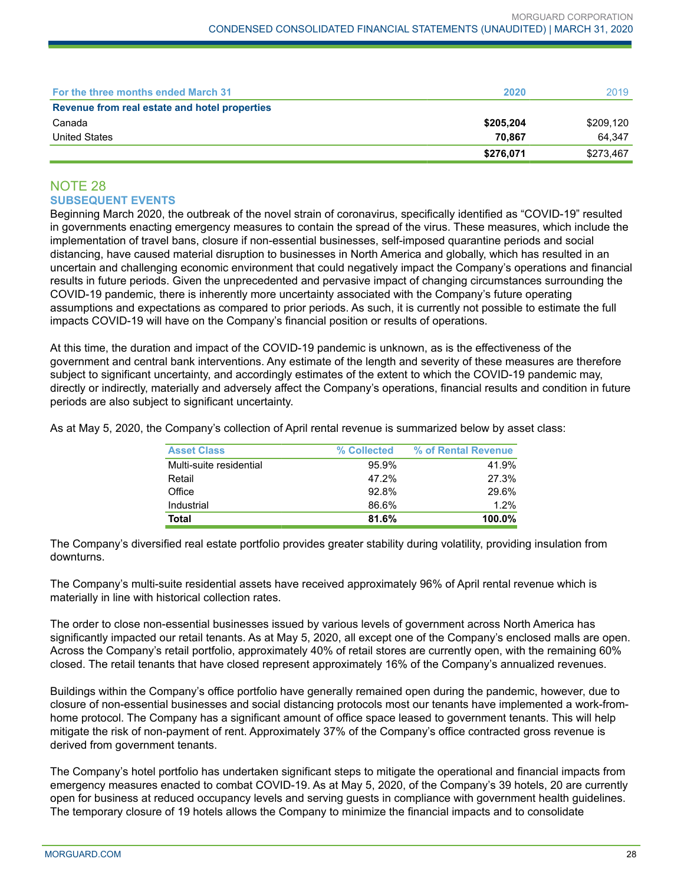| For the three months ended March 31 | 2020 | 2019 |
|---|---|---|
| **Revenue from real estate and hotel properties** | | |
| Canada | **$205,204** | $209,120 |
| United States | **70,867** | 64,347 |
| | **$276,071** | $273,467 |

## NOTE 28

### SUBSEQUENT EVENTS

Beginning March 2020, the outbreak of the novel strain of coronavirus, specifically identified as "COVID-19" resulted in governments enacting emergency measures to contain the spread of the virus. These measures, which include the implementation of travel bans, closure if non-essential businesses, self-imposed quarantine periods and social distancing, have caused material disruption to businesses in North America and globally, which has resulted in an uncertain and challenging economic environment that could negatively impact the Company's operations and financial results in future periods. Given the unprecedented and pervasive impact of changing circumstances surrounding the COVID-19 pandemic, there is inherently more uncertainty associated with the Company's future operating assumptions and expectations as compared to prior periods. As such, it is currently not possible to estimate the full impacts COVID-19 will have on the Company's financial position or results of operations.

At this time, the duration and impact of the COVID-19 pandemic is unknown, as is the effectiveness of the government and central bank interventions. Any estimate of the length and severity of these measures are therefore subject to significant uncertainty, and accordingly estimates of the extent to which the COVID-19 pandemic may, directly or indirectly, materially and adversely affect the Company's operations, financial results and condition in future periods are also subject to significant uncertainty.

As at May 5, 2020, the Company's collection of April rental revenue is summarized below by asset class:

| Asset Class | % Collected | % of Rental Revenue |
|---|---|---|
| Multi-suite residential | 95.9% | 41.9% |
| Retail | 47.2% | 27.3% |
| Office | 92.8% | 29.6% |
| Industrial | 86.6% | 1.2% |
| **Total** | **81.6%** | **100.0%** |

The Company's diversified real estate portfolio provides greater stability during volatility, providing insulation from downturns.

The Company's multi-suite residential assets have received approximately 96% of April rental revenue which is materially in line with historical collection rates.

The order to close non-essential businesses issued by various levels of government across North America has significantly impacted our retail tenants. As at May 5, 2020, all except one of the Company's enclosed malls are open. Across the Company's retail portfolio, approximately 40% of retail stores are currently open, with the remaining 60% closed. The retail tenants that have closed represent approximately 16% of the Company's annualized revenues.

Buildings within the Company's office portfolio have generally remained open during the pandemic, however, due to closure of non-essential businesses and social distancing protocols most our tenants have implemented a work-from-home protocol. The Company has a significant amount of office space leased to government tenants. This will help mitigate the risk of non-payment of rent. Approximately 37% of the Company's office contracted gross revenue is derived from government tenants.

The Company's hotel portfolio has undertaken significant steps to mitigate the operational and financial impacts from emergency measures enacted to combat COVID-19. As at May 5, 2020, of the Company's 39 hotels, 20 are currently open for business at reduced occupancy levels and serving guests in compliance with government health guidelines. The temporary closure of 19 hotels allows the Company to minimize the financial impacts and to consolidate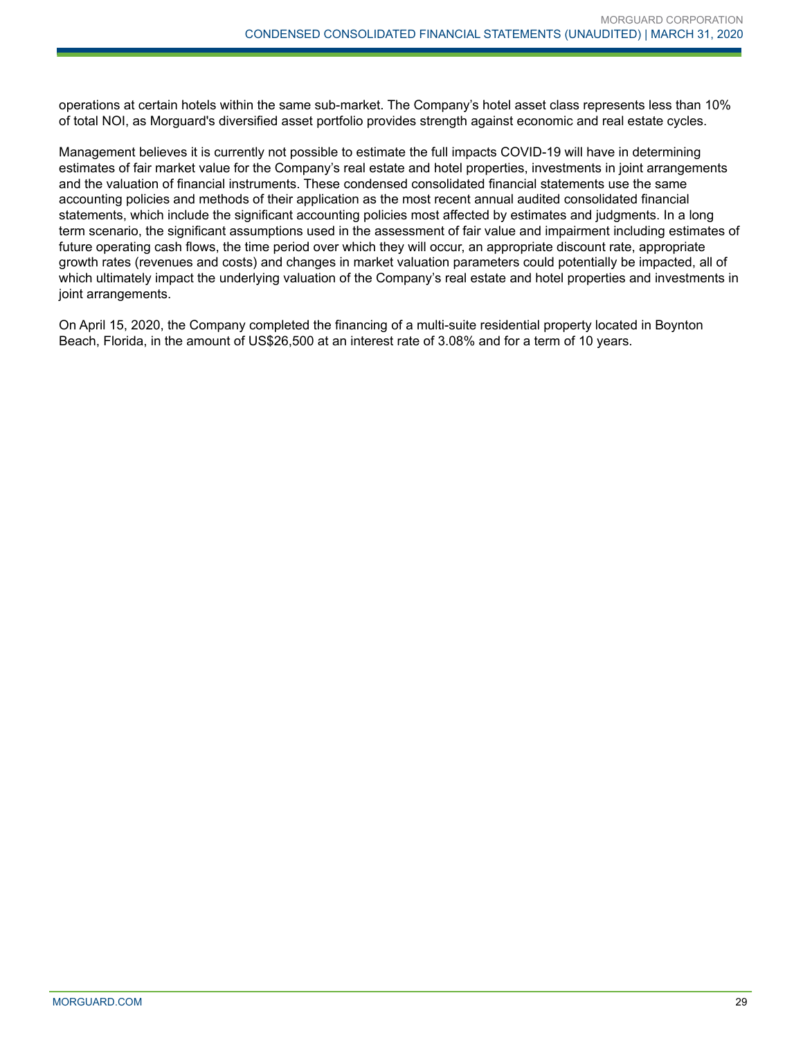operations at certain hotels within the same sub-market. The Company's hotel asset class represents less than 10% of total NOI, as Morguard's diversified asset portfolio provides strength against economic and real estate cycles.

Management believes it is currently not possible to estimate the full impacts COVID-19 will have in determining estimates of fair market value for the Company's real estate and hotel properties, investments in joint arrangements and the valuation of financial instruments. These condensed consolidated financial statements use the same accounting policies and methods of their application as the most recent annual audited consolidated financial statements, which include the significant accounting policies most affected by estimates and judgments. In a long term scenario, the significant assumptions used in the assessment of fair value and impairment including estimates of future operating cash flows, the time period over which they will occur, an appropriate discount rate, appropriate growth rates (revenues and costs) and changes in market valuation parameters could potentially be impacted, all of which ultimately impact the underlying valuation of the Company's real estate and hotel properties and investments in joint arrangements.

On April 15, 2020, the Company completed the financing of a multi-suite residential property located in Boynton Beach, Florida, in the amount of US$26,500 at an interest rate of 3.08% and for a term of 10 years.